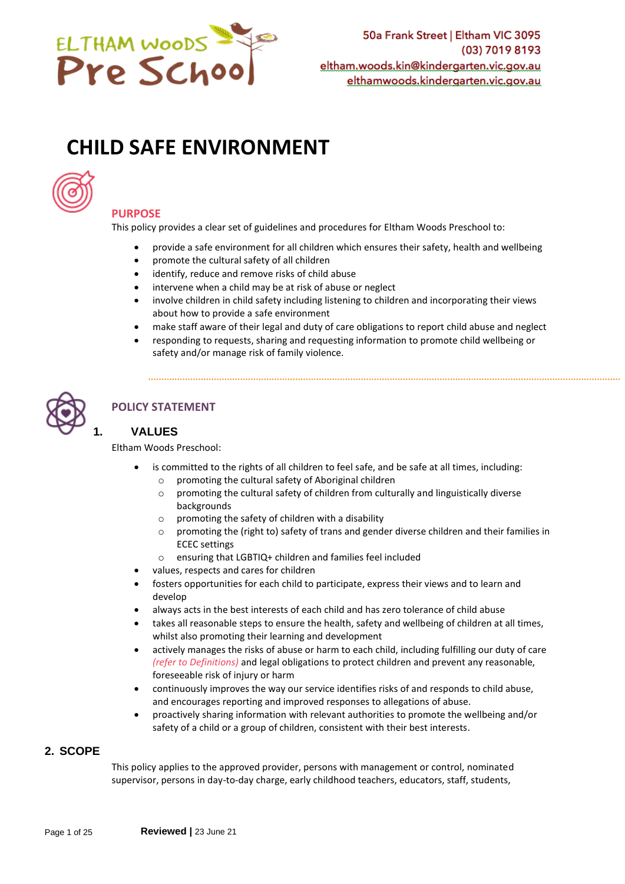ELTHAM WOODS Pre School

50a Frank Street | Eltham VIC 3095
(03) 7019 8193
eltham.woods.kin@kindergarten.vic.gov.au
elthamwoods.kindergarten.vic.gov.au

# CHILD SAFE ENVIRONMENT

## PURPOSE

This policy provides a clear set of guidelines and procedures for Eltham Woods Preschool to:

- provide a safe environment for all children which ensures their safety, health and wellbeing
- promote the cultural safety of all children
- identify, reduce and remove risks of child abuse
- intervene when a child may be at risk of abuse or neglect
- involve children in child safety including listening to children and incorporating their views about how to provide a safe environment
- make staff aware of their legal and duty of care obligations to report child abuse and neglect
- responding to requests, sharing and requesting information to promote child wellbeing or safety and/or manage risk of family violence.

## POLICY STATEMENT

### 1. VALUES

Eltham Woods Preschool:

- is committed to the rights of all children to feel safe, and be safe at all times, including:
  - promoting the cultural safety of Aboriginal children
  - promoting the cultural safety of children from culturally and linguistically diverse backgrounds
  - promoting the safety of children with a disability
  - promoting the (right to) safety of trans and gender diverse children and their families in ECEC settings
  - ensuring that LGBTIQ+ children and families feel included
- values, respects and cares for children
- fosters opportunities for each child to participate, express their views and to learn and develop
- always acts in the best interests of each child and has zero tolerance of child abuse
- takes all reasonable steps to ensure the health, safety and wellbeing of children at all times, whilst also promoting their learning and development
- actively manages the risks of abuse or harm to each child, including fulfilling our duty of care *(refer to Definitions)* and legal obligations to protect children and prevent any reasonable, foreseeable risk of injury or harm
- continuously improves the way our service identifies risks of and responds to child abuse, and encourages reporting and improved responses to allegations of abuse.
- proactively sharing information with relevant authorities to promote the wellbeing and/or safety of a child or a group of children, consistent with their best interests.

### 2. SCOPE

This policy applies to the approved provider, persons with management or control, nominated supervisor, persons in day-to-day charge, early childhood teachers, educators, staff, students,

**Reviewed |** 23 June 21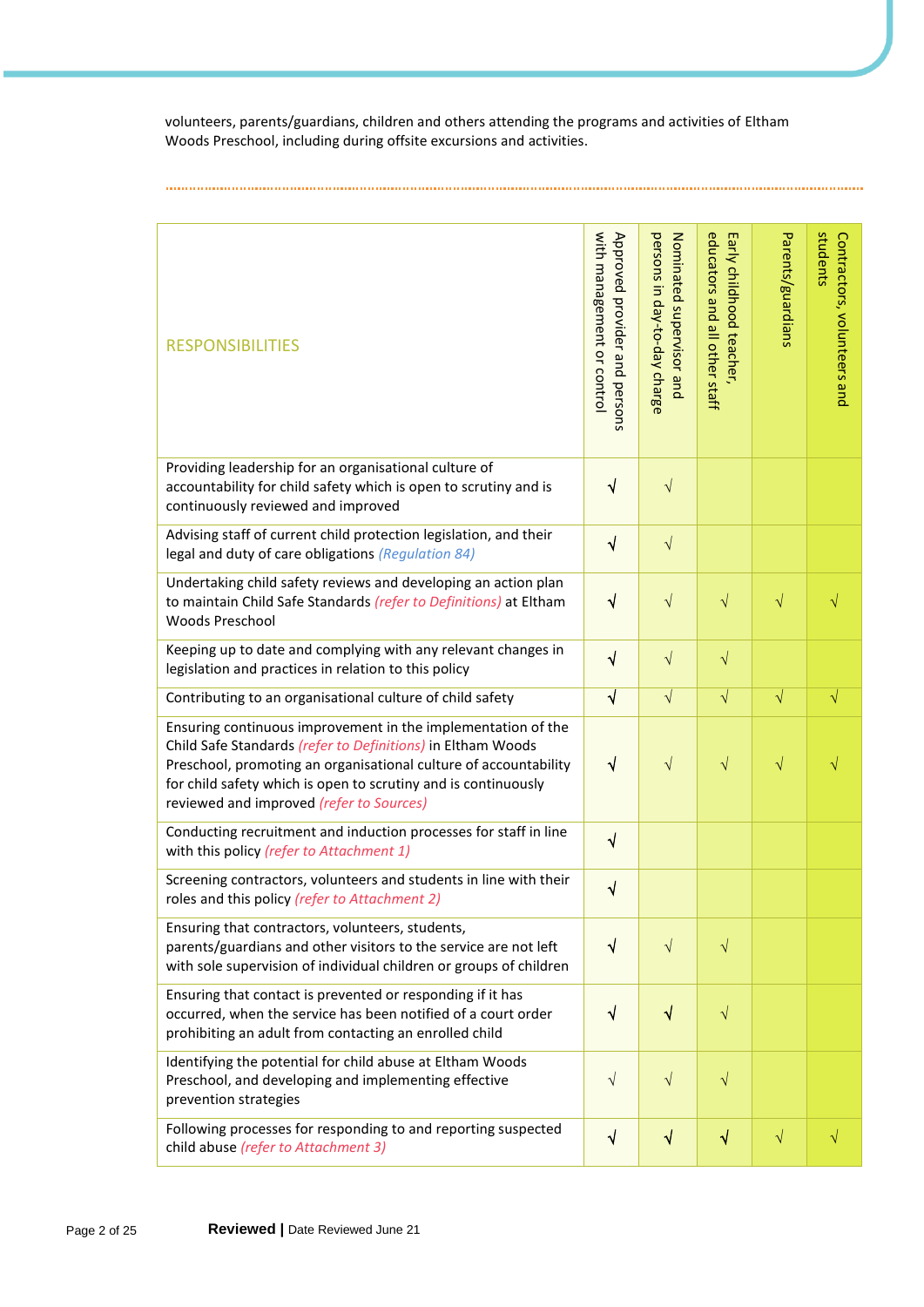volunteers, parents/guardians, children and others attending the programs and activities of Eltham Woods Preschool, including during offsite excursions and activities.

| RESPONSIBILITIES | Approved provider and persons with management or control | Nominated supervisor and persons in day-to-day charge | Early childhood teacher, educators and all other staff | Parents/guardians | Contractors, volunteers and students |
|---|---|---|---|---|---|
| Providing leadership for an organisational culture of accountability for child safety which is open to scrutiny and is continuously reviewed and improved | √ | √ | | | |
| Advising staff of current child protection legislation, and their legal and duty of care obligations *(Regulation 84)* | √ | √ | | | |
| Undertaking child safety reviews and developing an action plan to maintain Child Safe Standards *(refer to Definitions)* at Eltham Woods Preschool | √ | √ | √ | √ | √ |
| Keeping up to date and complying with any relevant changes in legislation and practices in relation to this policy | √ | √ | √ | | |
| Contributing to an organisational culture of child safety | √ | √ | √ | √ | √ |
| Ensuring continuous improvement in the implementation of the Child Safe Standards *(refer to Definitions)* in Eltham Woods Preschool, promoting an organisational culture of accountability for child safety which is open to scrutiny and is continuously reviewed and improved *(refer to Sources)* | √ | √ | √ | √ | √ |
| Conducting recruitment and induction processes for staff in line with this policy *(refer to Attachment 1)* | √ | | | | |
| Screening contractors, volunteers and students in line with their roles and this policy *(refer to Attachment 2)* | √ | | | | |
| Ensuring that contractors, volunteers, students, parents/guardians and other visitors to the service are not left with sole supervision of individual children or groups of children | √ | √ | √ | | |
| Ensuring that contact is prevented or responding if it has occurred, when the service has been notified of a court order prohibiting an adult from contacting an enrolled child | √ | √ | √ | | |
| Identifying the potential for child abuse at Eltham Woods Preschool, and developing and implementing effective prevention strategies | √ | √ | √ | | |
| Following processes for responding to and reporting suspected child abuse *(refer to Attachment 3)* | √ | √ | √ | √ | √ |

**Reviewed |** Date Reviewed June 21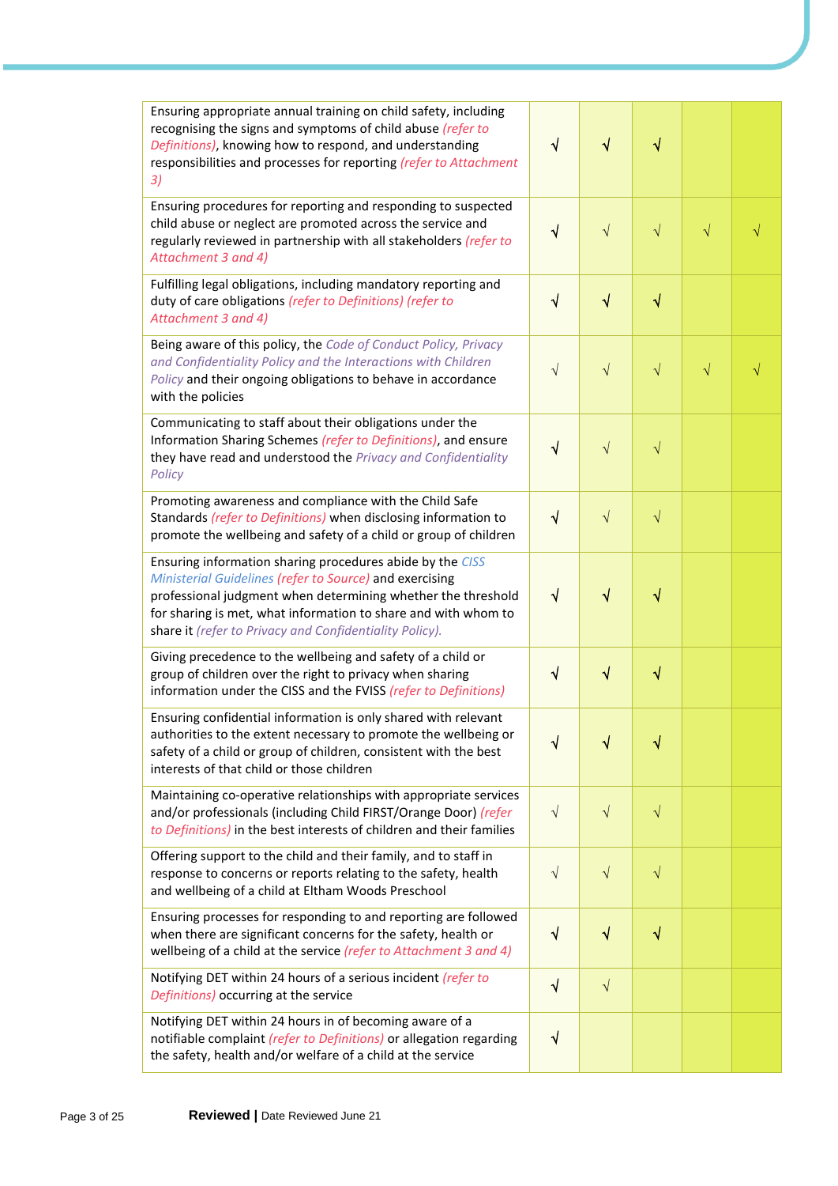| | | | | | |
|---|---|---|---|---|---|
| Ensuring appropriate annual training on child safety, including recognising the signs and symptoms of child abuse *(refer to Definitions)*, knowing how to respond, and understanding responsibilities and processes for reporting *(refer to Attachment 3)* | √ | √ | √ | | |
| Ensuring procedures for reporting and responding to suspected child abuse or neglect are promoted across the service and regularly reviewed in partnership with all stakeholders *(refer to Attachment 3 and 4)* | √ | √ | √ | √ | √ |
| Fulfilling legal obligations, including mandatory reporting and duty of care obligations *(refer to Definitions) (refer to Attachment 3 and 4)* | √ | √ | √ | | |
| Being aware of this policy, the *Code of Conduct Policy, Privacy and Confidentiality Policy and the Interactions with Children Policy* and their ongoing obligations to behave in accordance with the policies | √ | √ | √ | √ | √ |
| Communicating to staff about their obligations under the Information Sharing Schemes *(refer to Definitions)*, and ensure they have read and understood the *Privacy and Confidentiality Policy* | √ | √ | √ | | |
| Promoting awareness and compliance with the Child Safe Standards *(refer to Definitions)* when disclosing information to promote the wellbeing and safety of a child or group of children | √ | √ | √ | | |
| Ensuring information sharing procedures abide by the *CISS Ministerial Guidelines (refer to Source)* and exercising professional judgment when determining whether the threshold for sharing is met, what information to share and with whom to share it *(refer to Privacy and Confidentiality Policy).* | √ | √ | √ | | |
| Giving precedence to the wellbeing and safety of a child or group of children over the right to privacy when sharing information under the CISS and the FVISS *(refer to Definitions)* | √ | √ | √ | | |
| Ensuring confidential information is only shared with relevant authorities to the extent necessary to promote the wellbeing or safety of a child or group of children, consistent with the best interests of that child or those children | √ | √ | √ | | |
| Maintaining co-operative relationships with appropriate services and/or professionals (including Child FIRST/Orange Door) *(refer to Definitions)* in the best interests of children and their families | √ | √ | √ | | |
| Offering support to the child and their family, and to staff in response to concerns or reports relating to the safety, health and wellbeing of a child at Eltham Woods Preschool | √ | √ | √ | | |
| Ensuring processes for responding to and reporting are followed when there are significant concerns for the safety, health or wellbeing of a child at the service *(refer to Attachment 3 and 4)* | √ | √ | √ | | |
| Notifying DET within 24 hours of a serious incident *(refer to Definitions)* occurring at the service | √ | √ | | | |
| Notifying DET within 24 hours in of becoming aware of a notifiable complaint *(refer to Definitions)* or allegation regarding the safety, health and/or welfare of a child at the service | √ | | | | |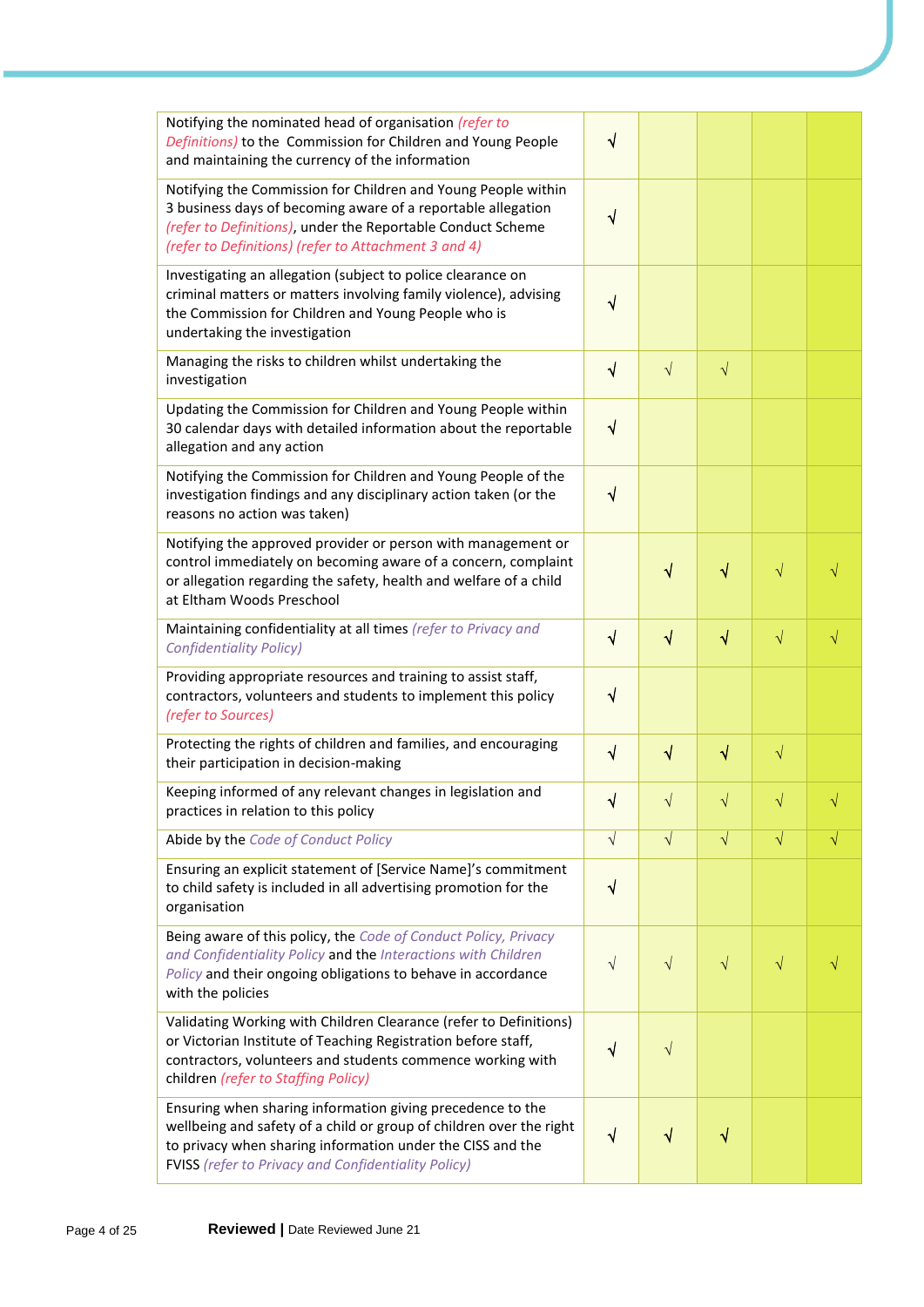| | | | | | |
|---|---|---|---|---|---|
| Notifying the nominated head of organisation *(refer to Definitions)* to the Commission for Children and Young People and maintaining the currency of the information | √ | | | | |
| Notifying the Commission for Children and Young People within 3 business days of becoming aware of a reportable allegation *(refer to Definitions)*, under the Reportable Conduct Scheme *(refer to Definitions) (refer to Attachment 3 and 4)* | √ | | | | |
| Investigating an allegation (subject to police clearance on criminal matters or matters involving family violence), advising the Commission for Children and Young People who is undertaking the investigation | √ | | | | |
| Managing the risks to children whilst undertaking the investigation | √ | √ | √ | | |
| Updating the Commission for Children and Young People within 30 calendar days with detailed information about the reportable allegation and any action | √ | | | | |
| Notifying the Commission for Children and Young People of the investigation findings and any disciplinary action taken (or the reasons no action was taken) | √ | | | | |
| Notifying the approved provider or person with management or control immediately on becoming aware of a concern, complaint or allegation regarding the safety, health and welfare of a child at Eltham Woods Preschool | | √ | √ | √ | √ |
| Maintaining confidentiality at all times *(refer to Privacy and Confidentiality Policy)* | √ | √ | √ | √ | √ |
| Providing appropriate resources and training to assist staff, contractors, volunteers and students to implement this policy *(refer to Sources)* | √ | | | | |
| Protecting the rights of children and families, and encouraging their participation in decision-making | √ | √ | √ | √ | |
| Keeping informed of any relevant changes in legislation and practices in relation to this policy | √ | √ | √ | √ | √ |
| Abide by the *Code of Conduct Policy* | √ | √ | √ | √ | √ |
| Ensuring an explicit statement of [Service Name]'s commitment to child safety is included in all advertising promotion for the organisation | √ | | | | |
| Being aware of this policy, the *Code of Conduct Policy, Privacy and Confidentiality Policy* and the *Interactions with Children Policy* and their ongoing obligations to behave in accordance with the policies | √ | √ | √ | √ | √ |
| Validating Working with Children Clearance (refer to Definitions) or Victorian Institute of Teaching Registration before staff, contractors, volunteers and students commence working with children *(refer to Staffing Policy)* | √ | √ | | | |
| Ensuring when sharing information giving precedence to the wellbeing and safety of a child or group of children over the right to privacy when sharing information under the CISS and the FVISS *(refer to Privacy and Confidentiality Policy)* | √ | √ | √ | | |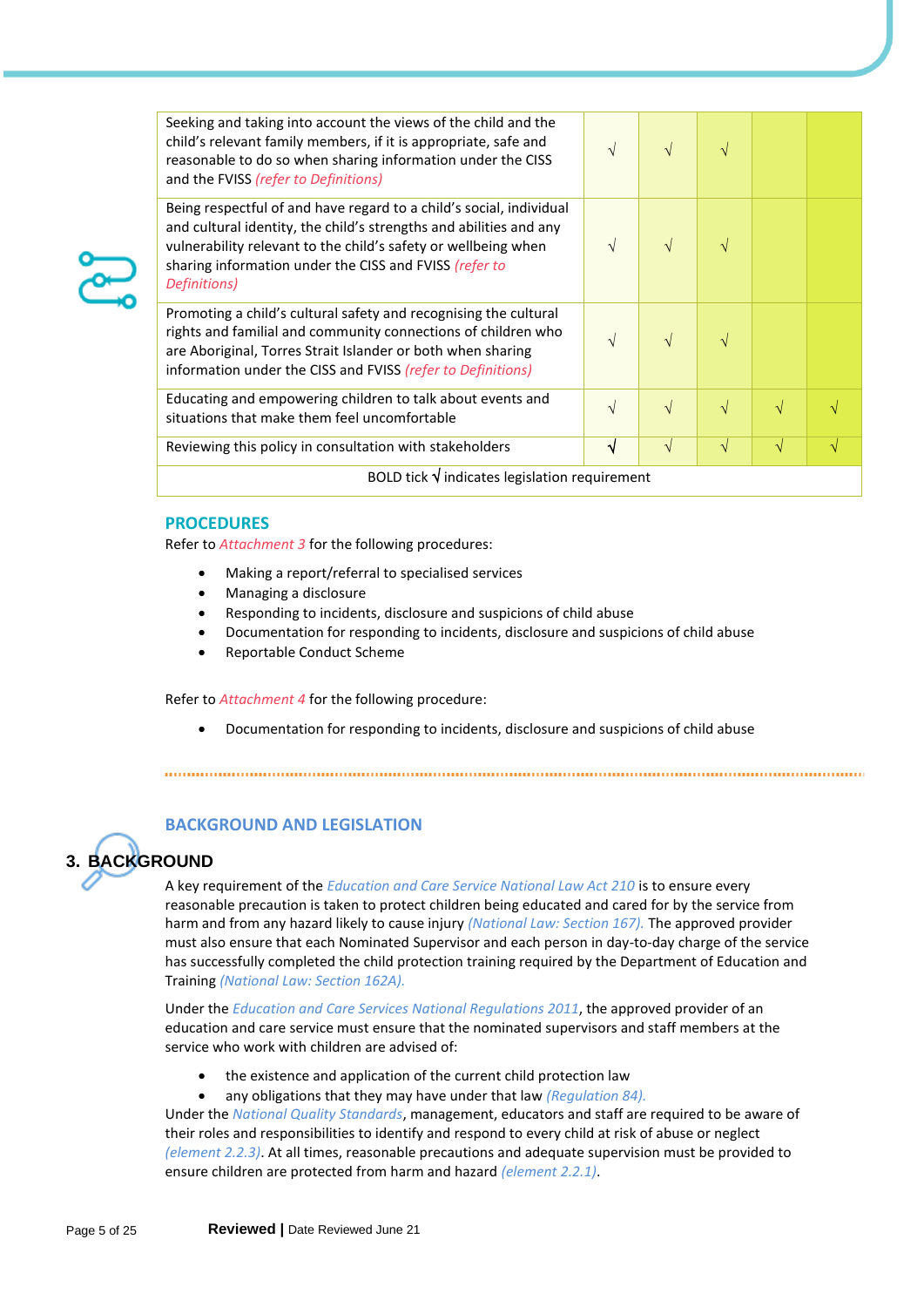| | | | | | |
|---|---|---|---|---|---|
| Seeking and taking into account the views of the child and the child's relevant family members, if it is appropriate, safe and reasonable to do so when sharing information under the CISS and the FVISS *(refer to Definitions)* | √ | √ | √ | | |
| Being respectful of and have regard to a child's social, individual and cultural identity, the child's strengths and abilities and any vulnerability relevant to the child's safety or wellbeing when sharing information under the CISS and FVISS *(refer to Definitions)* | √ | √ | √ | | |
| Promoting a child's cultural safety and recognising the cultural rights and familial and community connections of children who are Aboriginal, Torres Strait Islander or both when sharing information under the CISS and FVISS *(refer to Definitions)* | √ | √ | √ | | |
| Educating and empowering children to talk about events and situations that make them feel uncomfortable | √ | √ | √ | √ | √ |
| Reviewing this policy in consultation with stakeholders | **√** | √ | √ | √ | √ |
| BOLD tick **√** indicates legislation requirement | | | | | |

## PROCEDURES

Refer to *Attachment 3* for the following procedures:

- Making a report/referral to specialised services
- Managing a disclosure
- Responding to incidents, disclosure and suspicions of child abuse
- Documentation for responding to incidents, disclosure and suspicions of child abuse
- Reportable Conduct Scheme

Refer to *Attachment 4* for the following procedure:

- Documentation for responding to incidents, disclosure and suspicions of child abuse

## BACKGROUND AND LEGISLATION

### 3. BACKGROUND

A key requirement of the *Education and Care Service National Law Act 210* is to ensure every reasonable precaution is taken to protect children being educated and cared for by the service from harm and from any hazard likely to cause injury *(National Law: Section 167).* The approved provider must also ensure that each Nominated Supervisor and each person in day-to-day charge of the service has successfully completed the child protection training required by the Department of Education and Training *(National Law: Section 162A).*

Under the *Education and Care Services National Regulations 2011*, the approved provider of an education and care service must ensure that the nominated supervisors and staff members at the service who work with children are advised of:

- the existence and application of the current child protection law
- any obligations that they may have under that law *(Regulation 84).*

Under the *National Quality Standards*, management, educators and staff are required to be aware of their roles and responsibilities to identify and respond to every child at risk of abuse or neglect *(element 2.2.3)*. At all times, reasonable precautions and adequate supervision must be provided to ensure children are protected from harm and hazard *(element 2.2.1)*.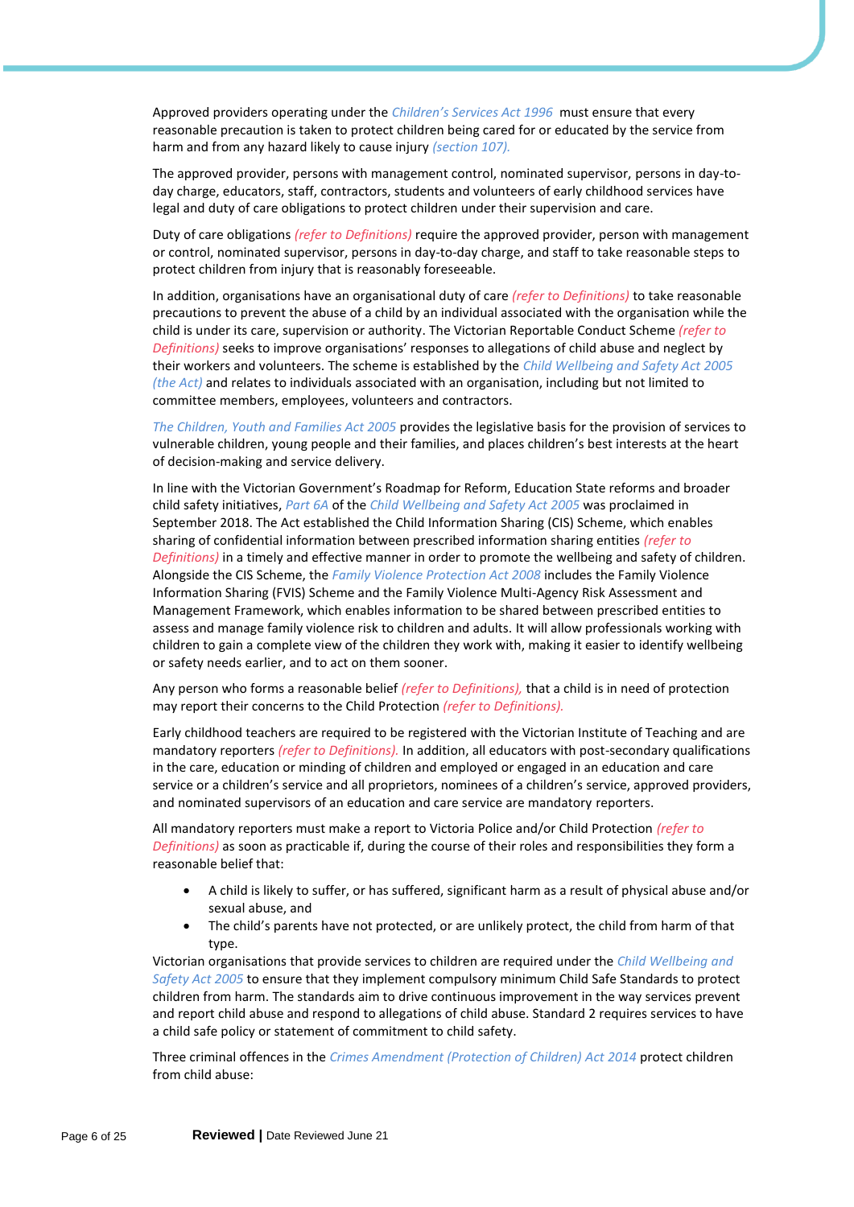Approved providers operating under the *Children's Services Act 1996* must ensure that every reasonable precaution is taken to protect children being cared for or educated by the service from harm and from any hazard likely to cause injury *(section 107).*

The approved provider, persons with management control, nominated supervisor, persons in day-to-day charge, educators, staff, contractors, students and volunteers of early childhood services have legal and duty of care obligations to protect children under their supervision and care.

Duty of care obligations *(refer to Definitions)* require the approved provider, person with management or control, nominated supervisor, persons in day-to-day charge, and staff to take reasonable steps to protect children from injury that is reasonably foreseeable.

In addition, organisations have an organisational duty of care *(refer to Definitions)* to take reasonable precautions to prevent the abuse of a child by an individual associated with the organisation while the child is under its care, supervision or authority. The Victorian Reportable Conduct Scheme *(refer to Definitions)* seeks to improve organisations' responses to allegations of child abuse and neglect by their workers and volunteers. The scheme is established by the *Child Wellbeing and Safety Act 2005 (the Act)* and relates to individuals associated with an organisation, including but not limited to committee members, employees, volunteers and contractors.

*The Children, Youth and Families Act 2005* provides the legislative basis for the provision of services to vulnerable children, young people and their families, and places children's best interests at the heart of decision-making and service delivery.

In line with the Victorian Government's Roadmap for Reform, Education State reforms and broader child safety initiatives, *Part 6A* of the *Child Wellbeing and Safety Act 2005* was proclaimed in September 2018. The Act established the Child Information Sharing (CIS) Scheme, which enables sharing of confidential information between prescribed information sharing entities *(refer to Definitions)* in a timely and effective manner in order to promote the wellbeing and safety of children. Alongside the CIS Scheme, the *Family Violence Protection Act 2008* includes the Family Violence Information Sharing (FVIS) Scheme and the Family Violence Multi-Agency Risk Assessment and Management Framework, which enables information to be shared between prescribed entities to assess and manage family violence risk to children and adults. It will allow professionals working with children to gain a complete view of the children they work with, making it easier to identify wellbeing or safety needs earlier, and to act on them sooner.

Any person who forms a reasonable belief *(refer to Definitions),* that a child is in need of protection may report their concerns to the Child Protection *(refer to Definitions).*

Early childhood teachers are required to be registered with the Victorian Institute of Teaching and are mandatory reporters *(refer to Definitions).* In addition, all educators with post-secondary qualifications in the care, education or minding of children and employed or engaged in an education and care service or a children's service and all proprietors, nominees of a children's service, approved providers, and nominated supervisors of an education and care service are mandatory reporters.

All mandatory reporters must make a report to Victoria Police and/or Child Protection *(refer to Definitions)* as soon as practicable if, during the course of their roles and responsibilities they form a reasonable belief that:

- A child is likely to suffer, or has suffered, significant harm as a result of physical abuse and/or sexual abuse, and
- The child's parents have not protected, or are unlikely protect, the child from harm of that type.

Victorian organisations that provide services to children are required under the *Child Wellbeing and Safety Act 2005* to ensure that they implement compulsory minimum Child Safe Standards to protect children from harm. The standards aim to drive continuous improvement in the way services prevent and report child abuse and respond to allegations of child abuse. Standard 2 requires services to have a child safe policy or statement of commitment to child safety.

Three criminal offences in the *Crimes Amendment (Protection of Children) Act 2014* protect children from child abuse: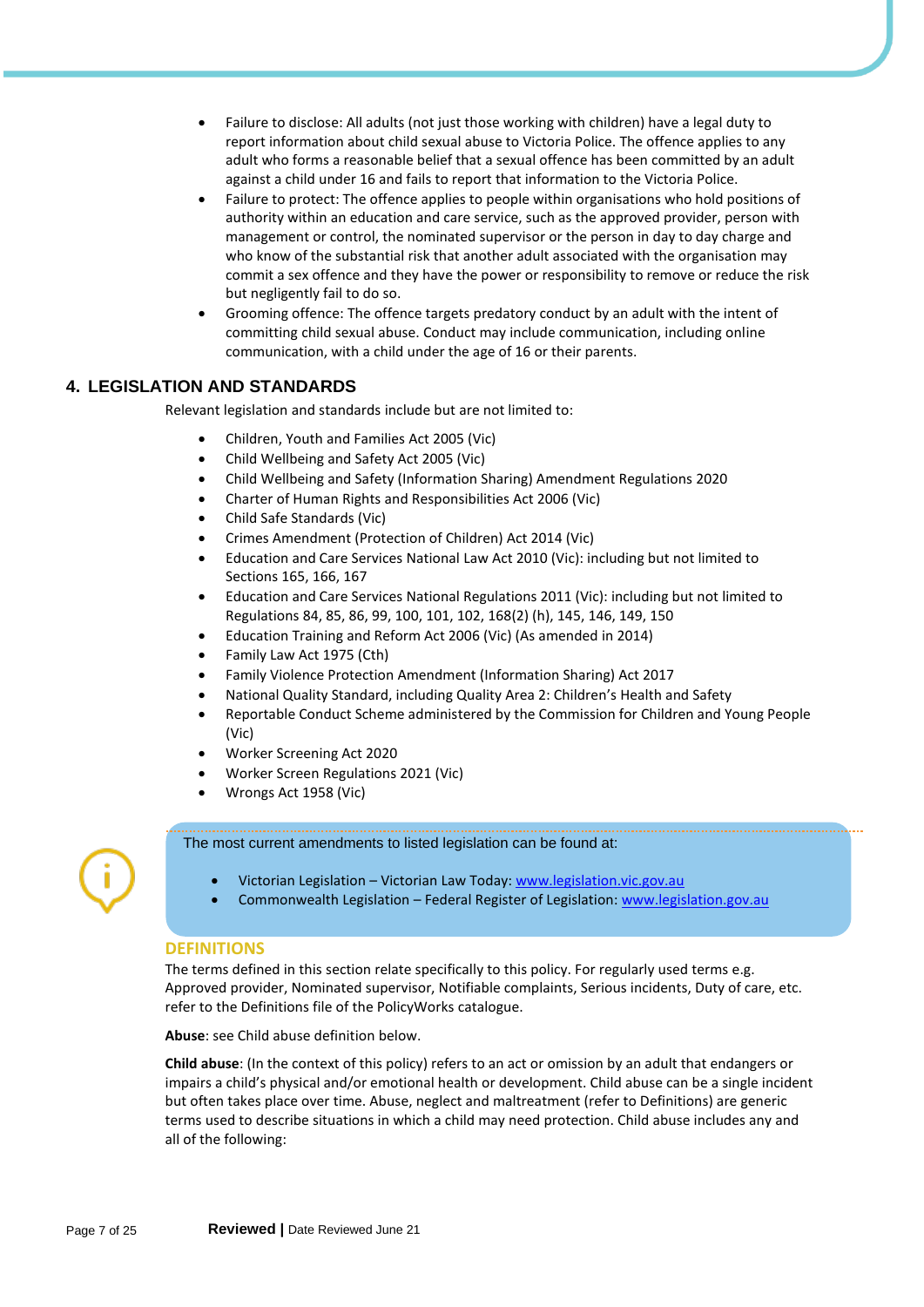- Failure to disclose: All adults (not just those working with children) have a legal duty to report information about child sexual abuse to Victoria Police. The offence applies to any adult who forms a reasonable belief that a sexual offence has been committed by an adult against a child under 16 and fails to report that information to the Victoria Police.
- Failure to protect: The offence applies to people within organisations who hold positions of authority within an education and care service, such as the approved provider, person with management or control, the nominated supervisor or the person in day to day charge and who know of the substantial risk that another adult associated with the organisation may commit a sex offence and they have the power or responsibility to remove or reduce the risk but negligently fail to do so.
- Grooming offence: The offence targets predatory conduct by an adult with the intent of committing child sexual abuse. Conduct may include communication, including online communication, with a child under the age of 16 or their parents.

## 4. LEGISLATION AND STANDARDS

Relevant legislation and standards include but are not limited to:

- Children, Youth and Families Act 2005 (Vic)
- Child Wellbeing and Safety Act 2005 (Vic)
- Child Wellbeing and Safety (Information Sharing) Amendment Regulations 2020
- Charter of Human Rights and Responsibilities Act 2006 (Vic)
- Child Safe Standards (Vic)
- Crimes Amendment (Protection of Children) Act 2014 (Vic)
- Education and Care Services National Law Act 2010 (Vic): including but not limited to Sections 165, 166, 167
- Education and Care Services National Regulations 2011 (Vic): including but not limited to Regulations 84, 85, 86, 99, 100, 101, 102, 168(2) (h), 145, 146, 149, 150
- Education Training and Reform Act 2006 (Vic) (As amended in 2014)
- Family Law Act 1975 (Cth)
- Family Violence Protection Amendment (Information Sharing) Act 2017
- National Quality Standard, including Quality Area 2: Children's Health and Safety
- Reportable Conduct Scheme administered by the Commission for Children and Young People (Vic)
- Worker Screening Act 2020
- Worker Screen Regulations 2021 (Vic)
- Wrongs Act 1958 (Vic)

The most current amendments to listed legislation can be found at:

- Victorian Legislation – Victorian Law Today: www.legislation.vic.gov.au
- Commonwealth Legislation – Federal Register of Legislation: www.legislation.gov.au

## DEFINITIONS

The terms defined in this section relate specifically to this policy. For regularly used terms e.g. Approved provider, Nominated supervisor, Notifiable complaints, Serious incidents, Duty of care, etc. refer to the Definitions file of the PolicyWorks catalogue.

**Abuse**: see Child abuse definition below.

**Child abuse**: (In the context of this policy) refers to an act or omission by an adult that endangers or impairs a child's physical and/or emotional health or development. Child abuse can be a single incident but often takes place over time. Abuse, neglect and maltreatment (refer to Definitions) are generic terms used to describe situations in which a child may need protection. Child abuse includes any and all of the following: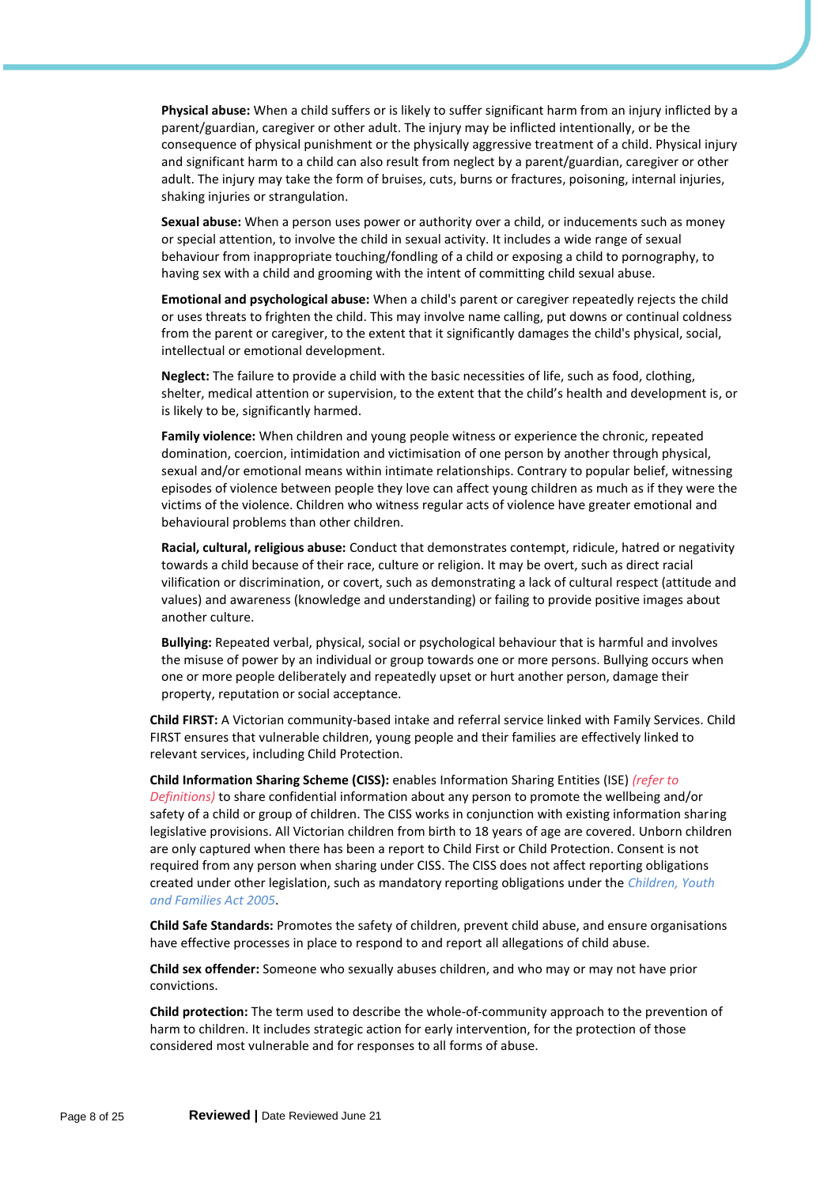**Physical abuse:** When a child suffers or is likely to suffer significant harm from an injury inflicted by a parent/guardian, caregiver or other adult. The injury may be inflicted intentionally, or be the consequence of physical punishment or the physically aggressive treatment of a child. Physical injury and significant harm to a child can also result from neglect by a parent/guardian, caregiver or other adult. The injury may take the form of bruises, cuts, burns or fractures, poisoning, internal injuries, shaking injuries or strangulation.

**Sexual abuse:** When a person uses power or authority over a child, or inducements such as money or special attention, to involve the child in sexual activity. It includes a wide range of sexual behaviour from inappropriate touching/fondling of a child or exposing a child to pornography, to having sex with a child and grooming with the intent of committing child sexual abuse.

**Emotional and psychological abuse:** When a child's parent or caregiver repeatedly rejects the child or uses threats to frighten the child. This may involve name calling, put downs or continual coldness from the parent or caregiver, to the extent that it significantly damages the child's physical, social, intellectual or emotional development.

**Neglect:** The failure to provide a child with the basic necessities of life, such as food, clothing, shelter, medical attention or supervision, to the extent that the child's health and development is, or is likely to be, significantly harmed.

**Family violence:** When children and young people witness or experience the chronic, repeated domination, coercion, intimidation and victimisation of one person by another through physical, sexual and/or emotional means within intimate relationships. Contrary to popular belief, witnessing episodes of violence between people they love can affect young children as much as if they were the victims of the violence. Children who witness regular acts of violence have greater emotional and behavioural problems than other children.

**Racial, cultural, religious abuse:** Conduct that demonstrates contempt, ridicule, hatred or negativity towards a child because of their race, culture or religion. It may be overt, such as direct racial vilification or discrimination, or covert, such as demonstrating a lack of cultural respect (attitude and values) and awareness (knowledge and understanding) or failing to provide positive images about another culture.

**Bullying:** Repeated verbal, physical, social or psychological behaviour that is harmful and involves the misuse of power by an individual or group towards one or more persons. Bullying occurs when one or more people deliberately and repeatedly upset or hurt another person, damage their property, reputation or social acceptance.

**Child FIRST:** A Victorian community-based intake and referral service linked with Family Services. Child FIRST ensures that vulnerable children, young people and their families are effectively linked to relevant services, including Child Protection.

**Child Information Sharing Scheme (CISS):** enables Information Sharing Entities (ISE) *(refer to Definitions)* to share confidential information about any person to promote the wellbeing and/or safety of a child or group of children. The CISS works in conjunction with existing information sharing legislative provisions. All Victorian children from birth to 18 years of age are covered. Unborn children are only captured when there has been a report to Child First or Child Protection. Consent is not required from any person when sharing under CISS. The CISS does not affect reporting obligations created under other legislation, such as mandatory reporting obligations under the *Children, Youth and Families Act 2005*.

**Child Safe Standards:** Promotes the safety of children, prevent child abuse, and ensure organisations have effective processes in place to respond to and report all allegations of child abuse.

**Child sex offender:** Someone who sexually abuses children, and who may or may not have prior convictions.

**Child protection:** The term used to describe the whole-of-community approach to the prevention of harm to children. It includes strategic action for early intervention, for the protection of those considered most vulnerable and for responses to all forms of abuse.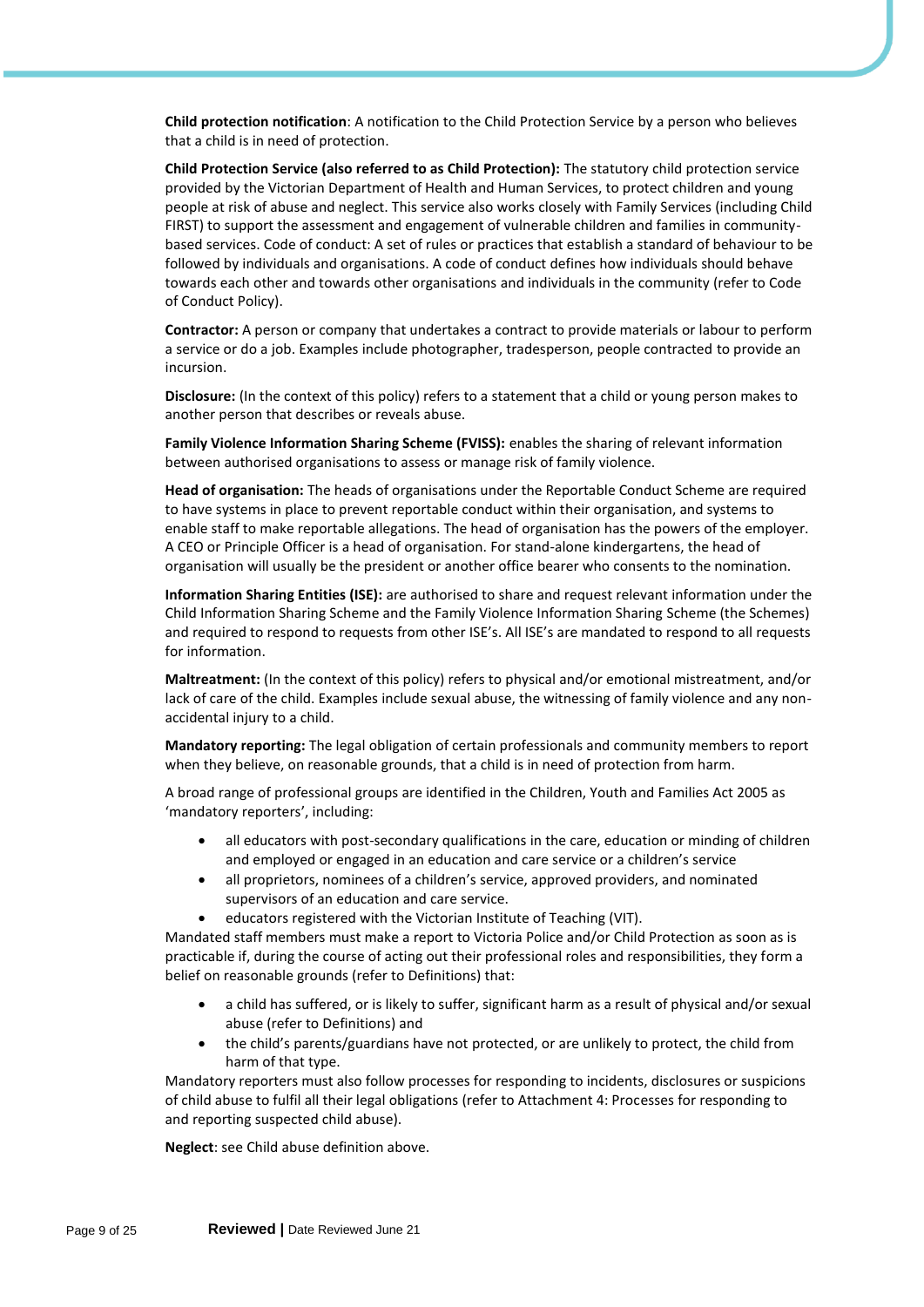**Child protection notification**: A notification to the Child Protection Service by a person who believes that a child is in need of protection.

**Child Protection Service (also referred to as Child Protection):** The statutory child protection service provided by the Victorian Department of Health and Human Services, to protect children and young people at risk of abuse and neglect. This service also works closely with Family Services (including Child FIRST) to support the assessment and engagement of vulnerable children and families in community-based services. Code of conduct: A set of rules or practices that establish a standard of behaviour to be followed by individuals and organisations. A code of conduct defines how individuals should behave towards each other and towards other organisations and individuals in the community (refer to Code of Conduct Policy).

**Contractor:** A person or company that undertakes a contract to provide materials or labour to perform a service or do a job. Examples include photographer, tradesperson, people contracted to provide an incursion.

**Disclosure:** (In the context of this policy) refers to a statement that a child or young person makes to another person that describes or reveals abuse.

**Family Violence Information Sharing Scheme (FVISS):** enables the sharing of relevant information between authorised organisations to assess or manage risk of family violence.

**Head of organisation:** The heads of organisations under the Reportable Conduct Scheme are required to have systems in place to prevent reportable conduct within their organisation, and systems to enable staff to make reportable allegations. The head of organisation has the powers of the employer. A CEO or Principle Officer is a head of organisation. For stand-alone kindergartens, the head of organisation will usually be the president or another office bearer who consents to the nomination.

**Information Sharing Entities (ISE):** are authorised to share and request relevant information under the Child Information Sharing Scheme and the Family Violence Information Sharing Scheme (the Schemes) and required to respond to requests from other ISE's. All ISE's are mandated to respond to all requests for information.

**Maltreatment:** (In the context of this policy) refers to physical and/or emotional mistreatment, and/or lack of care of the child. Examples include sexual abuse, the witnessing of family violence and any non-accidental injury to a child.

**Mandatory reporting:** The legal obligation of certain professionals and community members to report when they believe, on reasonable grounds, that a child is in need of protection from harm.

A broad range of professional groups are identified in the Children, Youth and Families Act 2005 as 'mandatory reporters', including:

- all educators with post-secondary qualifications in the care, education or minding of children and employed or engaged in an education and care service or a children's service
- all proprietors, nominees of a children's service, approved providers, and nominated supervisors of an education and care service.
- educators registered with the Victorian Institute of Teaching (VIT).

Mandated staff members must make a report to Victoria Police and/or Child Protection as soon as is practicable if, during the course of acting out their professional roles and responsibilities, they form a belief on reasonable grounds (refer to Definitions) that:

- a child has suffered, or is likely to suffer, significant harm as a result of physical and/or sexual abuse (refer to Definitions) and
- the child's parents/guardians have not protected, or are unlikely to protect, the child from harm of that type.

Mandatory reporters must also follow processes for responding to incidents, disclosures or suspicions of child abuse to fulfil all their legal obligations (refer to Attachment 4: Processes for responding to and reporting suspected child abuse).

**Neglect**: see Child abuse definition above.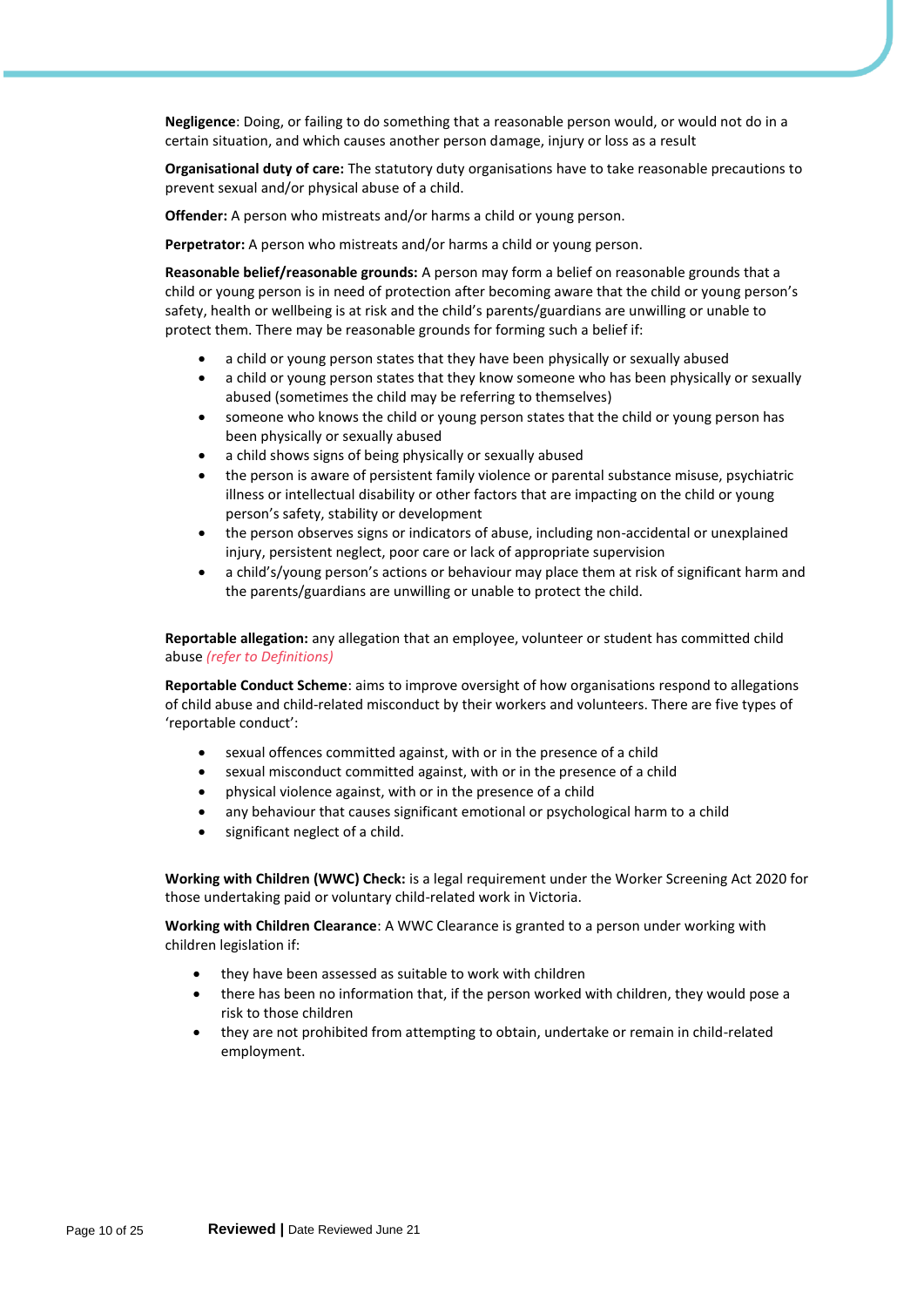**Negligence**: Doing, or failing to do something that a reasonable person would, or would not do in a certain situation, and which causes another person damage, injury or loss as a result

**Organisational duty of care:** The statutory duty organisations have to take reasonable precautions to prevent sexual and/or physical abuse of a child.

**Offender:** A person who mistreats and/or harms a child or young person.

**Perpetrator:** A person who mistreats and/or harms a child or young person.

**Reasonable belief/reasonable grounds:** A person may form a belief on reasonable grounds that a child or young person is in need of protection after becoming aware that the child or young person's safety, health or wellbeing is at risk and the child's parents/guardians are unwilling or unable to protect them. There may be reasonable grounds for forming such a belief if:

- a child or young person states that they have been physically or sexually abused
- a child or young person states that they know someone who has been physically or sexually abused (sometimes the child may be referring to themselves)
- someone who knows the child or young person states that the child or young person has been physically or sexually abused
- a child shows signs of being physically or sexually abused
- the person is aware of persistent family violence or parental substance misuse, psychiatric illness or intellectual disability or other factors that are impacting on the child or young person's safety, stability or development
- the person observes signs or indicators of abuse, including non-accidental or unexplained injury, persistent neglect, poor care or lack of appropriate supervision
- a child's/young person's actions or behaviour may place them at risk of significant harm and the parents/guardians are unwilling or unable to protect the child.

**Reportable allegation:** any allegation that an employee, volunteer or student has committed child abuse *(refer to Definitions)*

**Reportable Conduct Scheme**: aims to improve oversight of how organisations respond to allegations of child abuse and child-related misconduct by their workers and volunteers. There are five types of 'reportable conduct':

- sexual offences committed against, with or in the presence of a child
- sexual misconduct committed against, with or in the presence of a child
- physical violence against, with or in the presence of a child
- any behaviour that causes significant emotional or psychological harm to a child
- significant neglect of a child.

**Working with Children (WWC) Check:** is a legal requirement under the Worker Screening Act 2020 for those undertaking paid or voluntary child-related work in Victoria.

**Working with Children Clearance**: A WWC Clearance is granted to a person under working with children legislation if:

- they have been assessed as suitable to work with children
- there has been no information that, if the person worked with children, they would pose a risk to those children
- they are not prohibited from attempting to obtain, undertake or remain in child-related employment.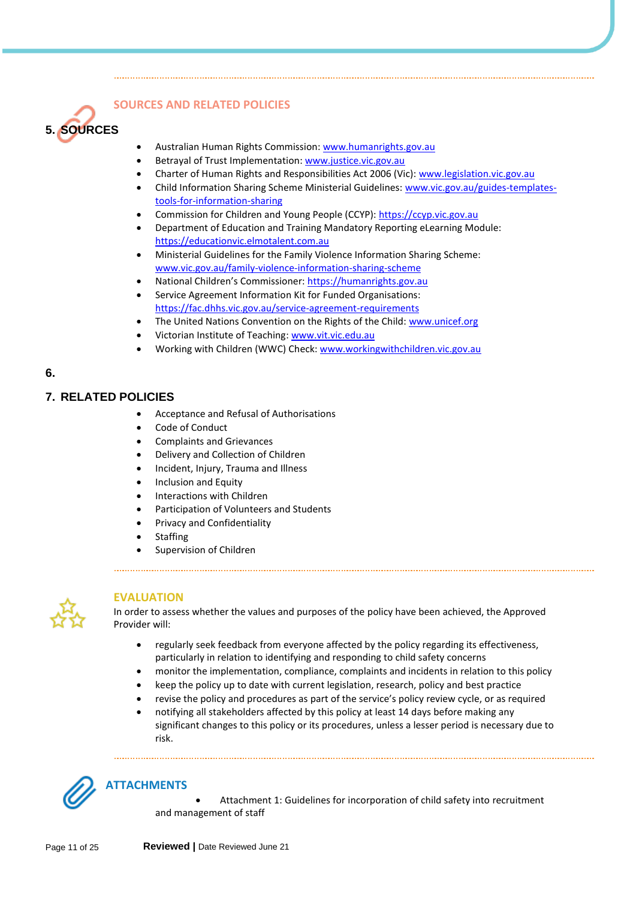## SOURCES AND RELATED POLICIES

### 5. SOURCES

- Australian Human Rights Commission: www.humanrights.gov.au
- Betrayal of Trust Implementation: www.justice.vic.gov.au
- Charter of Human Rights and Responsibilities Act 2006 (Vic): www.legislation.vic.gov.au
- Child Information Sharing Scheme Ministerial Guidelines: www.vic.gov.au/guides-templates-tools-for-information-sharing
- Commission for Children and Young People (CCYP): https://ccyp.vic.gov.au
- Department of Education and Training Mandatory Reporting eLearning Module: https://educationvic.elmotalent.com.au
- Ministerial Guidelines for the Family Violence Information Sharing Scheme: www.vic.gov.au/family-violence-information-sharing-scheme
- National Children's Commissioner: https://humanrights.gov.au
- Service Agreement Information Kit for Funded Organisations: https://fac.dhhs.vic.gov.au/service-agreement-requirements
- The United Nations Convention on the Rights of the Child: www.unicef.org
- Victorian Institute of Teaching: www.vit.vic.edu.au
- Working with Children (WWC) Check: www.workingwithchildren.vic.gov.au

### 6.

### 7. RELATED POLICIES

- Acceptance and Refusal of Authorisations
- Code of Conduct
- Complaints and Grievances
- Delivery and Collection of Children
- Incident, Injury, Trauma and Illness
- Inclusion and Equity
- Interactions with Children
- Participation of Volunteers and Students
- Privacy and Confidentiality
- Staffing
- Supervision of Children

## EVALUATION

In order to assess whether the values and purposes of the policy have been achieved, the Approved Provider will:

- regularly seek feedback from everyone affected by the policy regarding its effectiveness, particularly in relation to identifying and responding to child safety concerns
- monitor the implementation, compliance, complaints and incidents in relation to this policy
- keep the policy up to date with current legislation, research, policy and best practice
- revise the policy and procedures as part of the service's policy review cycle, or as required
- notifying all stakeholders affected by this policy at least 14 days before making any significant changes to this policy or its procedures, unless a lesser period is necessary due to risk.

## ATTACHMENTS

- Attachment 1: Guidelines for incorporation of child safety into recruitment and management of staff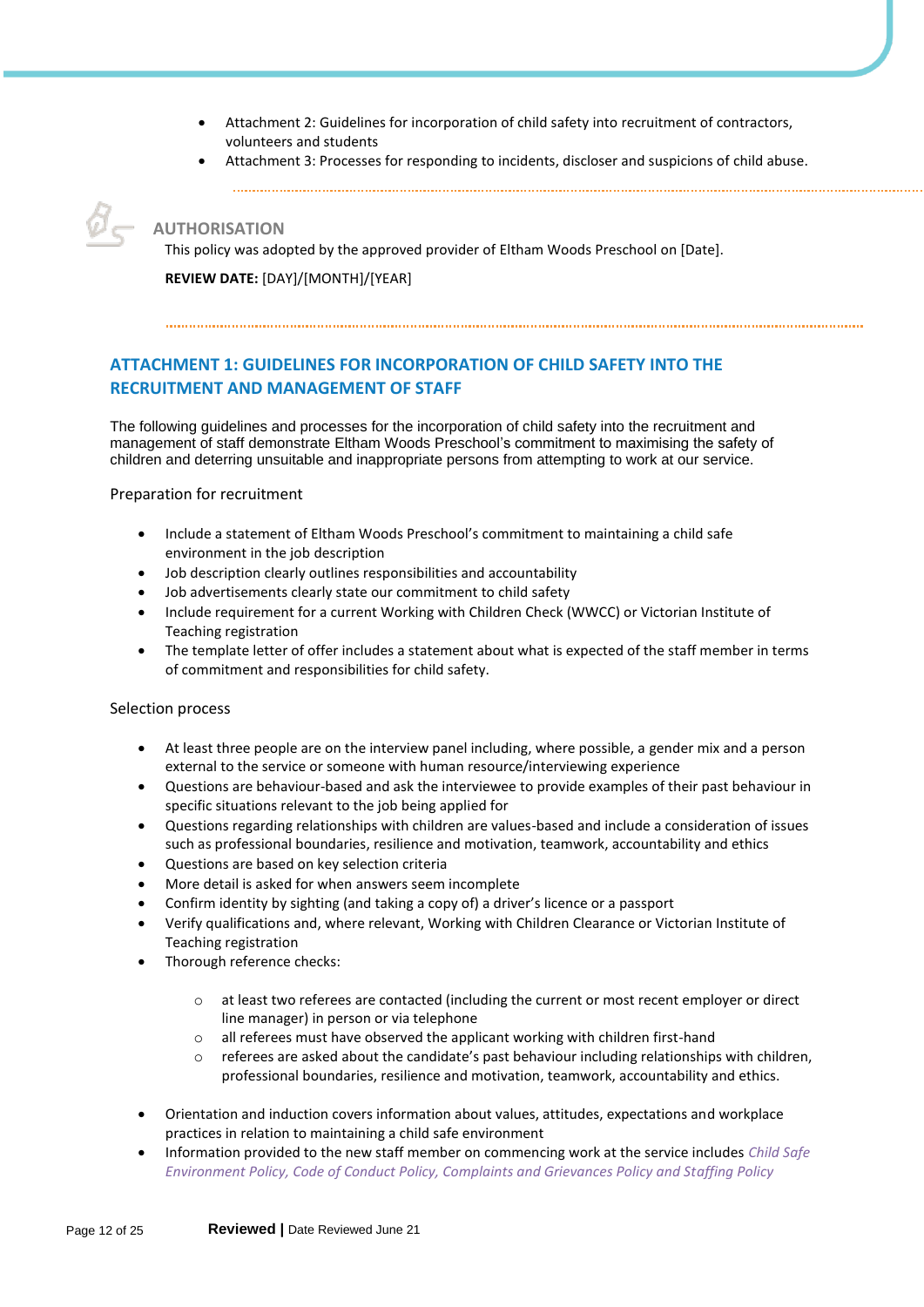- Attachment 2: Guidelines for incorporation of child safety into recruitment of contractors, volunteers and students
- Attachment 3: Processes for responding to incidents, discloser and suspicions of child abuse.

## AUTHORISATION

This policy was adopted by the approved provider of Eltham Woods Preschool on [Date].

**REVIEW DATE:** [DAY]/[MONTH]/[YEAR]

## ATTACHMENT 1: GUIDELINES FOR INCORPORATION OF CHILD SAFETY INTO THE RECRUITMENT AND MANAGEMENT OF STAFF

The following guidelines and processes for the incorporation of child safety into the recruitment and management of staff demonstrate Eltham Woods Preschool's commitment to maximising the safety of children and deterring unsuitable and inappropriate persons from attempting to work at our service.

### Preparation for recruitment

- Include a statement of Eltham Woods Preschool's commitment to maintaining a child safe environment in the job description
- Job description clearly outlines responsibilities and accountability
- Job advertisements clearly state our commitment to child safety
- Include requirement for a current Working with Children Check (WWCC) or Victorian Institute of Teaching registration
- The template letter of offer includes a statement about what is expected of the staff member in terms of commitment and responsibilities for child safety.

### Selection process

- At least three people are on the interview panel including, where possible, a gender mix and a person external to the service or someone with human resource/interviewing experience
- Questions are behaviour-based and ask the interviewee to provide examples of their past behaviour in specific situations relevant to the job being applied for
- Questions regarding relationships with children are values-based and include a consideration of issues such as professional boundaries, resilience and motivation, teamwork, accountability and ethics
- Questions are based on key selection criteria
- More detail is asked for when answers seem incomplete
- Confirm identity by sighting (and taking a copy of) a driver's licence or a passport
- Verify qualifications and, where relevant, Working with Children Clearance or Victorian Institute of Teaching registration
- Thorough reference checks:
    - at least two referees are contacted (including the current or most recent employer or direct line manager) in person or via telephone
    - all referees must have observed the applicant working with children first-hand
    - referees are asked about the candidate's past behaviour including relationships with children, professional boundaries, resilience and motivation, teamwork, accountability and ethics.
- Orientation and induction covers information about values, attitudes, expectations and workplace practices in relation to maintaining a child safe environment
- Information provided to the new staff member on commencing work at the service includes *Child Safe Environment Policy, Code of Conduct Policy, Complaints and Grievances Policy and Staffing Policy*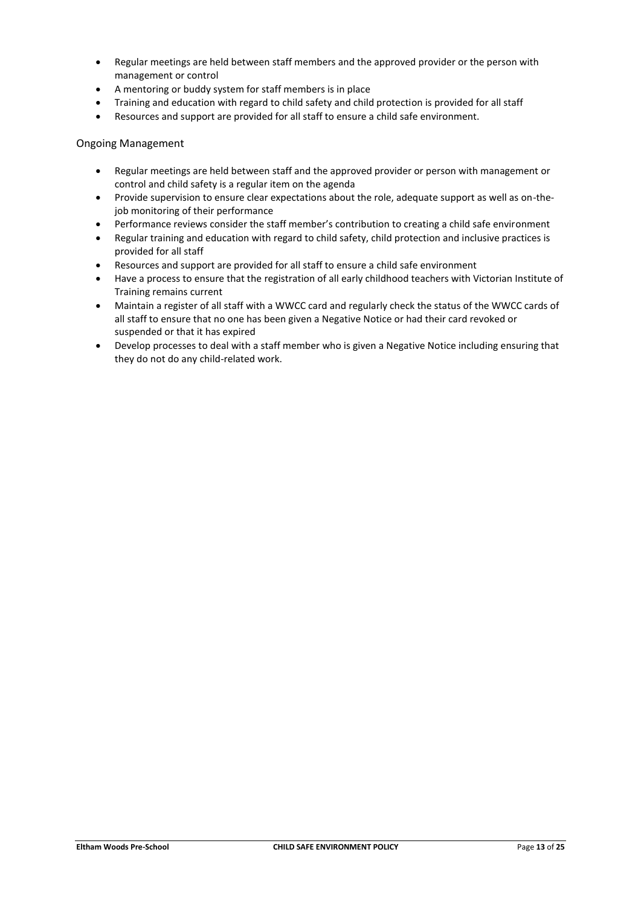- Regular meetings are held between staff members and the approved provider or the person with management or control
- A mentoring or buddy system for staff members is in place
- Training and education with regard to child safety and child protection is provided for all staff
- Resources and support are provided for all staff to ensure a child safe environment.

### Ongoing Management

- Regular meetings are held between staff and the approved provider or person with management or control and child safety is a regular item on the agenda
- Provide supervision to ensure clear expectations about the role, adequate support as well as on-the-job monitoring of their performance
- Performance reviews consider the staff member's contribution to creating a child safe environment
- Regular training and education with regard to child safety, child protection and inclusive practices is provided for all staff
- Resources and support are provided for all staff to ensure a child safe environment
- Have a process to ensure that the registration of all early childhood teachers with Victorian Institute of Training remains current
- Maintain a register of all staff with a WWCC card and regularly check the status of the WWCC cards of all staff to ensure that no one has been given a Negative Notice or had their card revoked or suspended or that it has expired
- Develop processes to deal with a staff member who is given a Negative Notice including ensuring that they do not do any child-related work.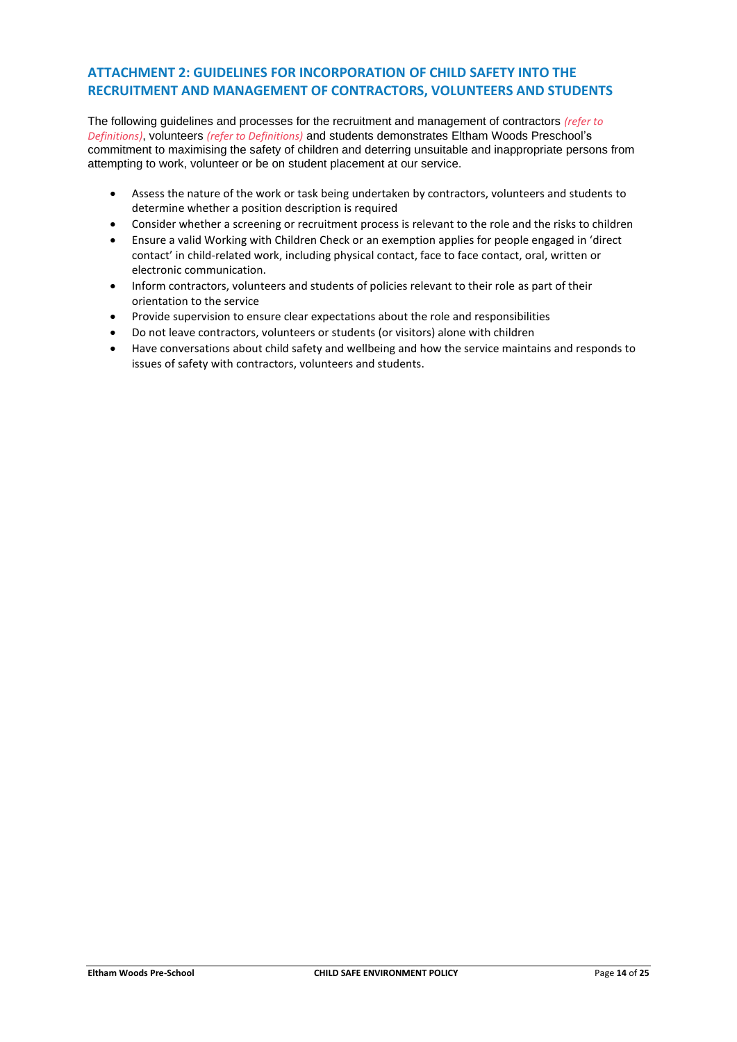## ATTACHMENT 2: GUIDELINES FOR INCORPORATION OF CHILD SAFETY INTO THE RECRUITMENT AND MANAGEMENT OF CONTRACTORS, VOLUNTEERS AND STUDENTS

The following guidelines and processes for the recruitment and management of contractors *(refer to Definitions)*, volunteers *(refer to Definitions)* and students demonstrates Eltham Woods Preschool's commitment to maximising the safety of children and deterring unsuitable and inappropriate persons from attempting to work, volunteer or be on student placement at our service.

- Assess the nature of the work or task being undertaken by contractors, volunteers and students to determine whether a position description is required
- Consider whether a screening or recruitment process is relevant to the role and the risks to children
- Ensure a valid Working with Children Check or an exemption applies for people engaged in 'direct contact' in child-related work, including physical contact, face to face contact, oral, written or electronic communication.
- Inform contractors, volunteers and students of policies relevant to their role as part of their orientation to the service
- Provide supervision to ensure clear expectations about the role and responsibilities
- Do not leave contractors, volunteers or students (or visitors) alone with children
- Have conversations about child safety and wellbeing and how the service maintains and responds to issues of safety with contractors, volunteers and students.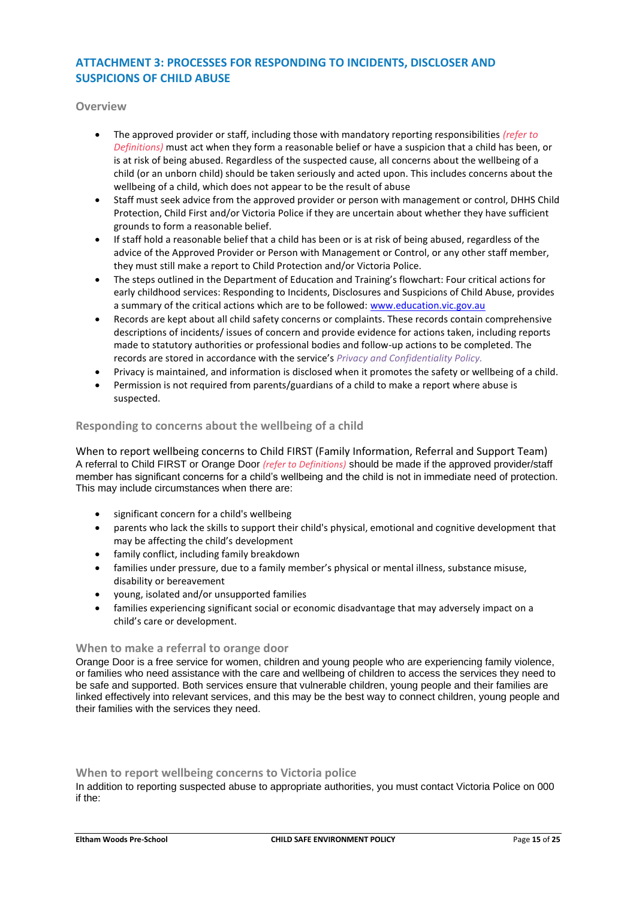## ATTACHMENT 3: PROCESSES FOR RESPONDING TO INCIDENTS, DISCLOSER AND SUSPICIONS OF CHILD ABUSE

### Overview

- The approved provider or staff, including those with mandatory reporting responsibilities *(refer to Definitions)* must act when they form a reasonable belief or have a suspicion that a child has been, or is at risk of being abused. Regardless of the suspected cause, all concerns about the wellbeing of a child (or an unborn child) should be taken seriously and acted upon. This includes concerns about the wellbeing of a child, which does not appear to be the result of abuse
- Staff must seek advice from the approved provider or person with management or control, DHHS Child Protection, Child First and/or Victoria Police if they are uncertain about whether they have sufficient grounds to form a reasonable belief.
- If staff hold a reasonable belief that a child has been or is at risk of being abused, regardless of the advice of the Approved Provider or Person with Management or Control, or any other staff member, they must still make a report to Child Protection and/or Victoria Police.
- The steps outlined in the Department of Education and Training's flowchart: Four critical actions for early childhood services: Responding to Incidents, Disclosures and Suspicions of Child Abuse, provides a summary of the critical actions which are to be followed: www.education.vic.gov.au
- Records are kept about all child safety concerns or complaints. These records contain comprehensive descriptions of incidents/ issues of concern and provide evidence for actions taken, including reports made to statutory authorities or professional bodies and follow-up actions to be completed. The records are stored in accordance with the service's *Privacy and Confidentiality Policy.*
- Privacy is maintained, and information is disclosed when it promotes the safety or wellbeing of a child.
- Permission is not required from parents/guardians of a child to make a report where abuse is suspected.

### Responding to concerns about the wellbeing of a child

When to report wellbeing concerns to Child FIRST (Family Information, Referral and Support Team)

A referral to Child FIRST or Orange Door *(refer to Definitions)* should be made if the approved provider/staff member has significant concerns for a child's wellbeing and the child is not in immediate need of protection. This may include circumstances when there are:

- significant concern for a child's wellbeing
- parents who lack the skills to support their child's physical, emotional and cognitive development that may be affecting the child's development
- family conflict, including family breakdown
- families under pressure, due to a family member's physical or mental illness, substance misuse, disability or bereavement
- young, isolated and/or unsupported families
- families experiencing significant social or economic disadvantage that may adversely impact on a child's care or development.

### When to make a referral to orange door

Orange Door is a free service for women, children and young people who are experiencing family violence, or families who need assistance with the care and wellbeing of children to access the services they need to be safe and supported. Both services ensure that vulnerable children, young people and their families are linked effectively into relevant services, and this may be the best way to connect children, young people and their families with the services they need.

### When to report wellbeing concerns to Victoria police

In addition to reporting suspected abuse to appropriate authorities, you must contact Victoria Police on 000 if the: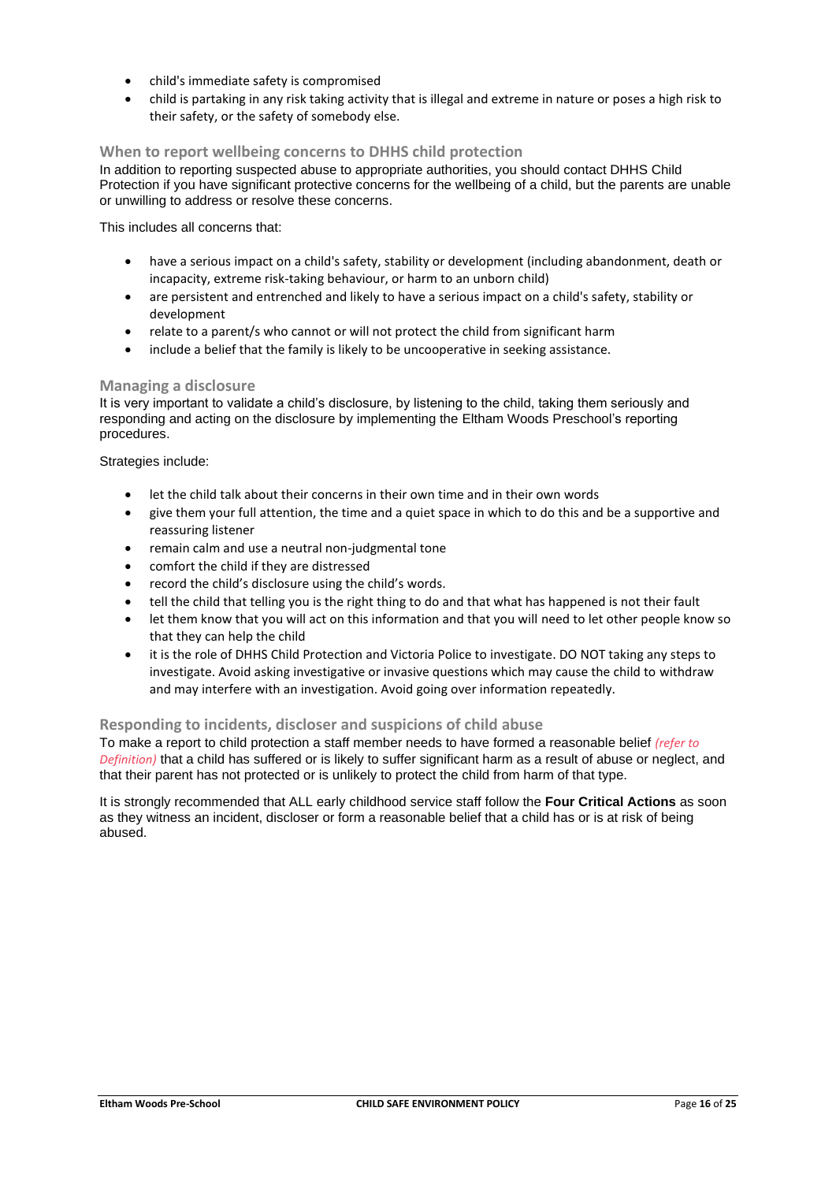- child's immediate safety is compromised
- child is partaking in any risk taking activity that is illegal and extreme in nature or poses a high risk to their safety, or the safety of somebody else.

### When to report wellbeing concerns to DHHS child protection

In addition to reporting suspected abuse to appropriate authorities, you should contact DHHS Child Protection if you have significant protective concerns for the wellbeing of a child, but the parents are unable or unwilling to address or resolve these concerns.

This includes all concerns that:

- have a serious impact on a child's safety, stability or development (including abandonment, death or incapacity, extreme risk-taking behaviour, or harm to an unborn child)
- are persistent and entrenched and likely to have a serious impact on a child's safety, stability or development
- relate to a parent/s who cannot or will not protect the child from significant harm
- include a belief that the family is likely to be uncooperative in seeking assistance.

### Managing a disclosure

It is very important to validate a child's disclosure, by listening to the child, taking them seriously and responding and acting on the disclosure by implementing the Eltham Woods Preschool's reporting procedures.

Strategies include:

- let the child talk about their concerns in their own time and in their own words
- give them your full attention, the time and a quiet space in which to do this and be a supportive and reassuring listener
- remain calm and use a neutral non-judgmental tone
- comfort the child if they are distressed
- record the child's disclosure using the child's words.
- tell the child that telling you is the right thing to do and that what has happened is not their fault
- let them know that you will act on this information and that you will need to let other people know so that they can help the child
- it is the role of DHHS Child Protection and Victoria Police to investigate. DO NOT taking any steps to investigate. Avoid asking investigative or invasive questions which may cause the child to withdraw and may interfere with an investigation. Avoid going over information repeatedly.

### Responding to incidents, discloser and suspicions of child abuse

To make a report to child protection a staff member needs to have formed a reasonable belief *(refer to Definition)* that a child has suffered or is likely to suffer significant harm as a result of abuse or neglect, and that their parent has not protected or is unlikely to protect the child from harm of that type.

It is strongly recommended that ALL early childhood service staff follow the **Four Critical Actions** as soon as they witness an incident, discloser or form a reasonable belief that a child has or is at risk of being abused.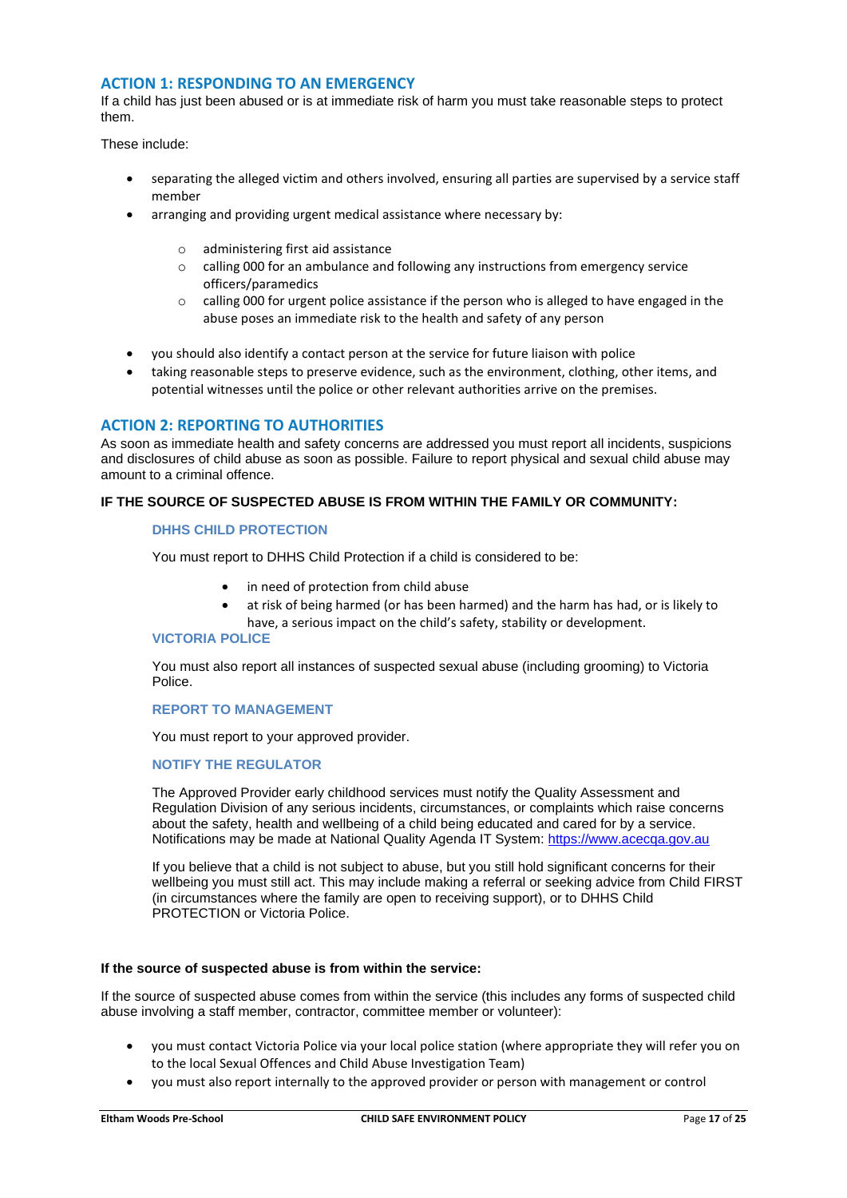## ACTION 1: RESPONDING TO AN EMERGENCY

If a child has just been abused or is at immediate risk of harm you must take reasonable steps to protect them.

These include:

- separating the alleged victim and others involved, ensuring all parties are supervised by a service staff member
- arranging and providing urgent medical assistance where necessary by:
    - administering first aid assistance
    - calling 000 for an ambulance and following any instructions from emergency service officers/paramedics
    - calling 000 for urgent police assistance if the person who is alleged to have engaged in the abuse poses an immediate risk to the health and safety of any person
- you should also identify a contact person at the service for future liaison with police
- taking reasonable steps to preserve evidence, such as the environment, clothing, other items, and potential witnesses until the police or other relevant authorities arrive on the premises.

## ACTION 2: REPORTING TO AUTHORITIES

As soon as immediate health and safety concerns are addressed you must report all incidents, suspicions and disclosures of child abuse as soon as possible. Failure to report physical and sexual child abuse may amount to a criminal offence.

**IF THE SOURCE OF SUSPECTED ABUSE IS FROM WITHIN THE FAMILY OR COMMUNITY:**

### DHHS CHILD PROTECTION

You must report to DHHS Child Protection if a child is considered to be:

- in need of protection from child abuse
- at risk of being harmed (or has been harmed) and the harm has had, or is likely to have, a serious impact on the child's safety, stability or development.

### VICTORIA POLICE

You must also report all instances of suspected sexual abuse (including grooming) to Victoria Police.

### REPORT TO MANAGEMENT

You must report to your approved provider.

### NOTIFY THE REGULATOR

The Approved Provider early childhood services must notify the Quality Assessment and Regulation Division of any serious incidents, circumstances, or complaints which raise concerns about the safety, health and wellbeing of a child being educated and cared for by a service. Notifications may be made at National Quality Agenda IT System: [https://www.acecqa.gov.au](https://www.acecqa.gov.au)

If you believe that a child is not subject to abuse, but you still hold significant concerns for their wellbeing you must still act. This may include making a referral or seeking advice from Child FIRST (in circumstances where the family are open to receiving support), or to DHHS Child PROTECTION or Victoria Police.

**If the source of suspected abuse is from within the service:**

If the source of suspected abuse comes from within the service (this includes any forms of suspected child abuse involving a staff member, contractor, committee member or volunteer):

- you must contact Victoria Police via your local police station (where appropriate they will refer you on to the local Sexual Offences and Child Abuse Investigation Team)
- you must also report internally to the approved provider or person with management or control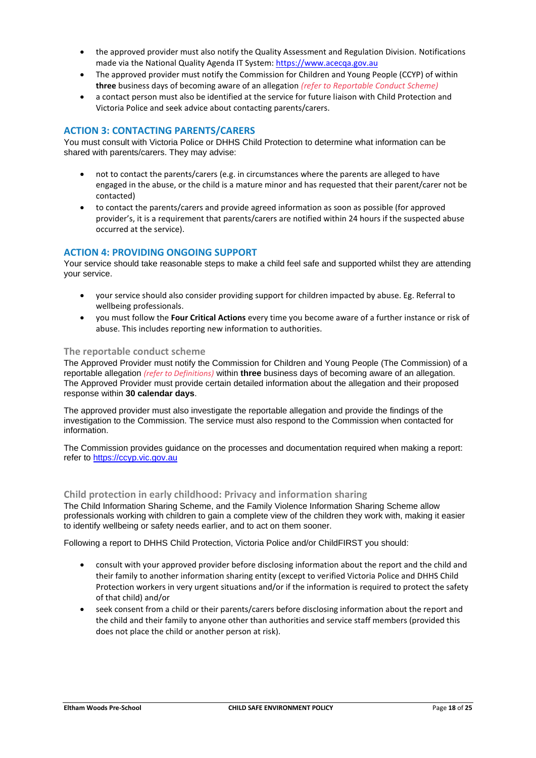- the approved provider must also notify the Quality Assessment and Regulation Division. Notifications made via the National Quality Agenda IT System: [https://www.acecqa.gov.au](https://www.acecqa.gov.au)
- The approved provider must notify the Commission for Children and Young People (CCYP) of within **three** business days of becoming aware of an allegation *(refer to Reportable Conduct Scheme)*
- a contact person must also be identified at the service for future liaison with Child Protection and Victoria Police and seek advice about contacting parents/carers.

## ACTION 3: CONTACTING PARENTS/CARERS

You must consult with Victoria Police or DHHS Child Protection to determine what information can be shared with parents/carers. They may advise:

- not to contact the parents/carers (e.g. in circumstances where the parents are alleged to have engaged in the abuse, or the child is a mature minor and has requested that their parent/carer not be contacted)
- to contact the parents/carers and provide agreed information as soon as possible (for approved provider's, it is a requirement that parents/carers are notified within 24 hours if the suspected abuse occurred at the service).

## ACTION 4: PROVIDING ONGOING SUPPORT

Your service should take reasonable steps to make a child feel safe and supported whilst they are attending your service.

- your service should also consider providing support for children impacted by abuse. Eg. Referral to wellbeing professionals.
- you must follow the **Four Critical Actions** every time you become aware of a further instance or risk of abuse. This includes reporting new information to authorities.

### The reportable conduct scheme

The Approved Provider must notify the Commission for Children and Young People (The Commission) of a reportable allegation *(refer to Definitions)* within **three** business days of becoming aware of an allegation. The Approved Provider must provide certain detailed information about the allegation and their proposed response within **30 calendar days**.

The approved provider must also investigate the reportable allegation and provide the findings of the investigation to the Commission. The service must also respond to the Commission when contacted for information.

The Commission provides guidance on the processes and documentation required when making a report: refer to [https://ccyp.vic.gov.au](https://ccyp.vic.gov.au)

### Child protection in early childhood: Privacy and information sharing

The Child Information Sharing Scheme, and the Family Violence Information Sharing Scheme allow professionals working with children to gain a complete view of the children they work with, making it easier to identify wellbeing or safety needs earlier, and to act on them sooner.

Following a report to DHHS Child Protection, Victoria Police and/or ChildFIRST you should:

- consult with your approved provider before disclosing information about the report and the child and their family to another information sharing entity (except to verified Victoria Police and DHHS Child Protection workers in very urgent situations and/or if the information is required to protect the safety of that child) and/or
- seek consent from a child or their parents/carers before disclosing information about the report and the child and their family to anyone other than authorities and service staff members (provided this does not place the child or another person at risk).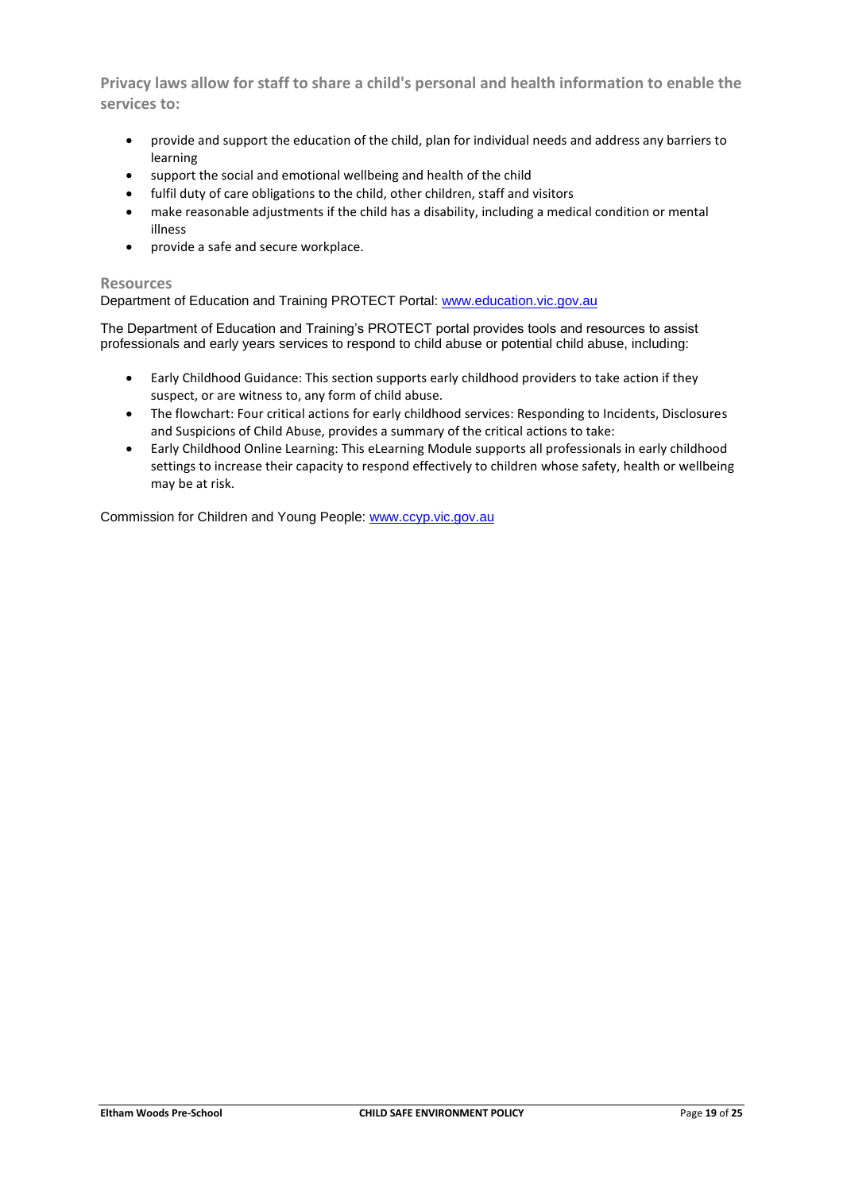**Privacy laws allow for staff to share a child's personal and health information to enable the services to:**

- provide and support the education of the child, plan for individual needs and address any barriers to learning
- support the social and emotional wellbeing and health of the child
- fulfil duty of care obligations to the child, other children, staff and visitors
- make reasonable adjustments if the child has a disability, including a medical condition or mental illness
- provide a safe and secure workplace.

### Resources

Department of Education and Training PROTECT Portal: [www.education.vic.gov.au](www.education.vic.gov.au)

The Department of Education and Training's PROTECT portal provides tools and resources to assist professionals and early years services to respond to child abuse or potential child abuse, including:

- Early Childhood Guidance: This section supports early childhood providers to take action if they suspect, or are witness to, any form of child abuse.
- The flowchart: Four critical actions for early childhood services: Responding to Incidents, Disclosures and Suspicions of Child Abuse, provides a summary of the critical actions to take:
- Early Childhood Online Learning: This eLearning Module supports all professionals in early childhood settings to increase their capacity to respond effectively to children whose safety, health or wellbeing may be at risk.

Commission for Children and Young People: [www.ccyp.vic.gov.au](www.ccyp.vic.gov.au)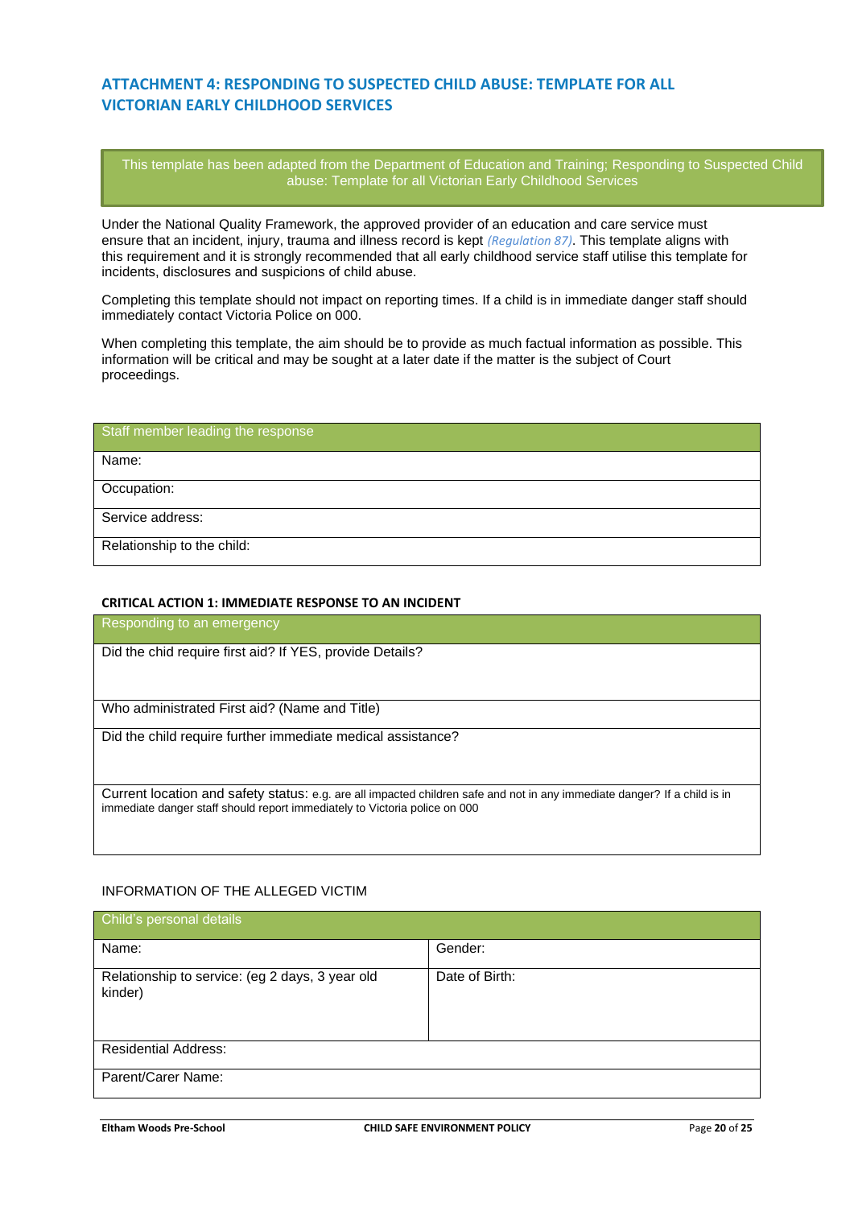## ATTACHMENT 4: RESPONDING TO SUSPECTED CHILD ABUSE: TEMPLATE FOR ALL VICTORIAN EARLY CHILDHOOD SERVICES

> This template has been adapted from the Department of Education and Training; Responding to Suspected Child abuse: Template for all Victorian Early Childhood Services

Under the National Quality Framework, the approved provider of an education and care service must ensure that an incident, injury, trauma and illness record is kept *(Regulation 87)*. This template aligns with this requirement and it is strongly recommended that all early childhood service staff utilise this template for incidents, disclosures and suspicions of child abuse.

Completing this template should not impact on reporting times. If a child is in immediate danger staff should immediately contact Victoria Police on 000.

When completing this template, the aim should be to provide as much factual information as possible. This information will be critical and may be sought at a later date if the matter is the subject of Court proceedings.

| Staff member leading the response |
|---|
| Name: |
| Occupation: |
| Service address: |
| Relationship to the child: |

### CRITICAL ACTION 1: IMMEDIATE RESPONSE TO AN INCIDENT

| Responding to an emergency |
|---|
| Did the chid require first aid? If YES, provide Details? |
| Who administrated First aid? (Name and Title) |
| Did the child require further immediate medical assistance? |
| Current location and safety status: e.g. are all impacted children safe and not in any immediate danger? If a child is in immediate danger staff should report immediately to Victoria police on 000 |

INFORMATION OF THE ALLEGED VICTIM

| Child's personal details | |
|---|---|
| Name: | Gender: |
| Relationship to service: (eg 2 days, 3 year old kinder) | Date of Birth: |
| Residential Address: | |
| Parent/Carer Name: | |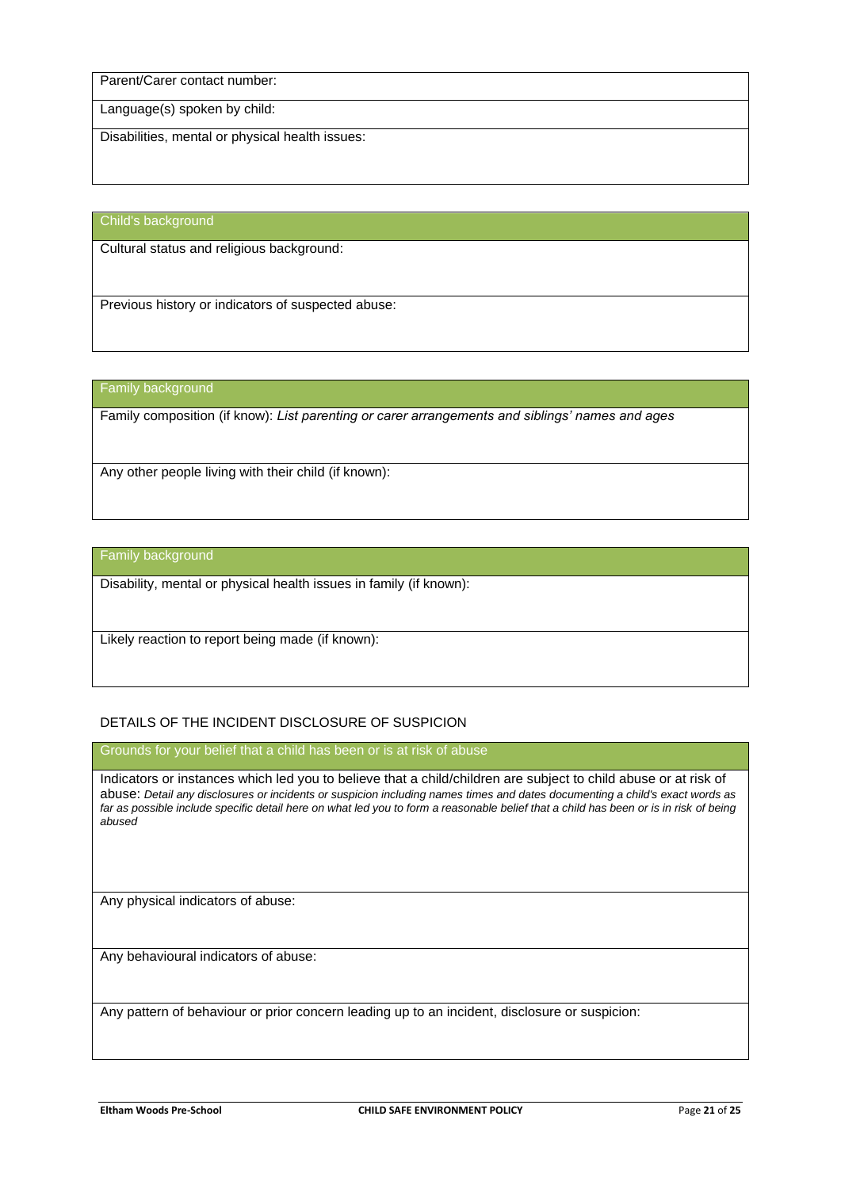| Parent/Carer contact number: |
| --- |
| Language(s) spoken by child: |
| Disabilities, mental or physical health issues: |

| Child's background |
| --- |
| Cultural status and religious background: |
| Previous history or indicators of suspected abuse: |

| Family background |
| --- |
| Family composition (if know): *List parenting or carer arrangements and siblings' names and ages* |
| Any other people living with their child (if known): |

| Family background |
| --- |
| Disability, mental or physical health issues in family (if known): |
| Likely reaction to report being made (if known): |

DETAILS OF THE INCIDENT DISCLOSURE OF SUSPICION

| Grounds for your belief that a child has been or is at risk of abuse |
| --- |
| Indicators or instances which led you to believe that a child/children are subject to child abuse or at risk of abuse: *Detail any disclosures or incidents or suspicion including names times and dates documenting a child's exact words as far as possible include specific detail here on what led you to form a reasonable belief that a child has been or is in risk of being abused* |
| Any physical indicators of abuse: |
| Any behavioural indicators of abuse: |
| Any pattern of behaviour or prior concern leading up to an incident, disclosure or suspicion: |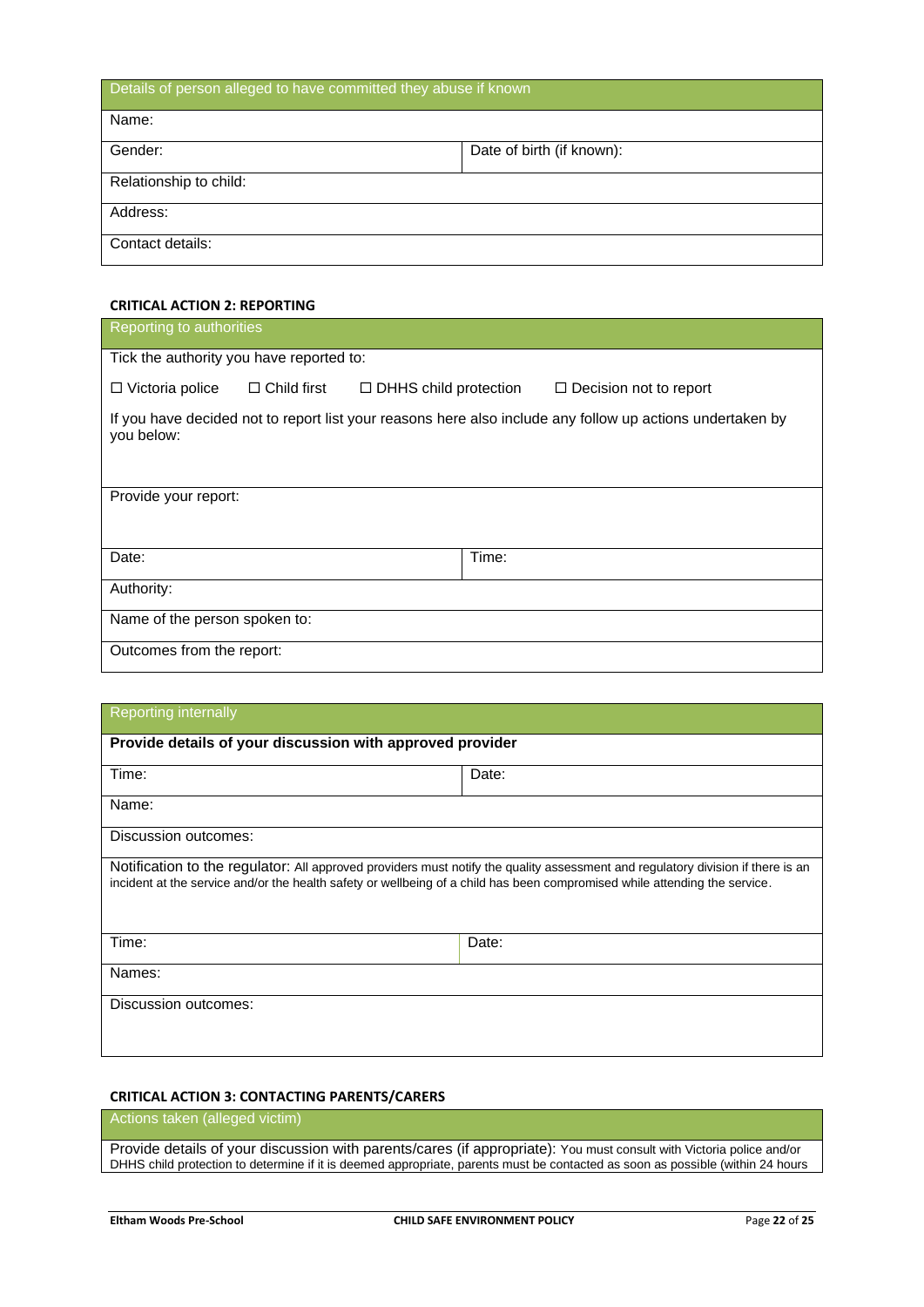| Details of person alleged to have committed they abuse if known | |
|---|---|
| Name: | |
| Gender: | Date of birth (if known): |
| Relationship to child: | |
| Address: | |
| Contact details: | |

**CRITICAL ACTION 2: REPORTING**

| Reporting to authorities | |
|---|---|
| Tick the authority you have reported to:<br>☐ Victoria police ☐ Child first ☐ DHHS child protection ☐ Decision not to report<br>If you have decided not to report list your reasons here also include any follow up actions undertaken by you below: | |
| Provide your report: | |
| Date: | Time: |
| Authority: | |
| Name of the person spoken to: | |
| Outcomes from the report: | |

| Reporting internally | |
|---|---|
| **Provide details of your discussion with approved provider** | |
| Time: | Date: |
| Name: | |
| Discussion outcomes: | |
| Notification to the regulator: All approved providers must notify the quality assessment and regulatory division if there is an incident at the service and/or the health safety or wellbeing of a child has been compromised while attending the service. | |
| Time: | Date: |
| Names: | |
| Discussion outcomes: | |

**CRITICAL ACTION 3: CONTACTING PARENTS/CARERS**

| Actions taken (alleged victim) |
|---|
| Provide details of your discussion with parents/cares (if appropriate): You must consult with Victoria police and/or DHHS child protection to determine if it is deemed appropriate, parents must be contacted as soon as possible (within 24 hours |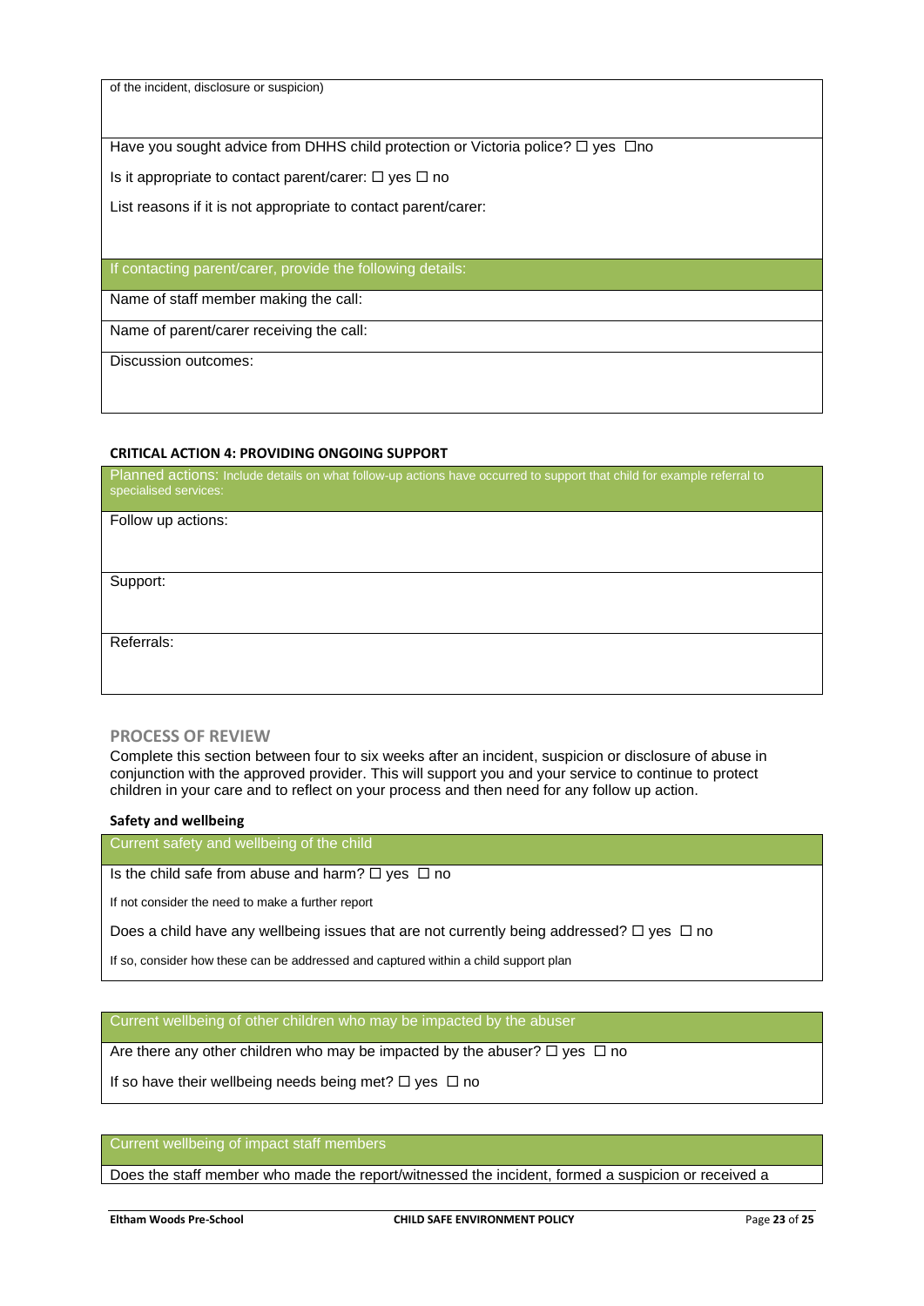| of the incident, disclosure or suspicion) |
|---|
| Have you sought advice from DHHS child protection or Victoria police? ☐ yes ☐no<br><br>Is it appropriate to contact parent/carer: ☐ yes ☐ no<br><br>List reasons if it is not appropriate to contact parent/carer: |
| If contacting parent/carer, provide the following details: |
| Name of staff member making the call: |
| Name of parent/carer receiving the call: |
| Discussion outcomes: |

**CRITICAL ACTION 4: PROVIDING ONGOING SUPPORT**

| Planned actions: Include details on what follow-up actions have occurred to support that child for example referral to specialised services: |
|---|
| Follow up actions: |
| Support: |
| Referrals: |

## PROCESS OF REVIEW

Complete this section between four to six weeks after an incident, suspicion or disclosure of abuse in conjunction with the approved provider. This will support you and your service to continue to protect children in your care and to reflect on your process and then need for any follow up action.

**Safety and wellbeing**

| Current safety and wellbeing of the child |
|---|
| Is the child safe from abuse and harm? ☐ yes ☐ no<br><br>If not consider the need to make a further report<br><br>Does a child have any wellbeing issues that are not currently being addressed? ☐ yes ☐ no<br><br>If so, consider how these can be addressed and captured within a child support plan |

| Current wellbeing of other children who may be impacted by the abuser |
|---|
| Are there any other children who may be impacted by the abuser? ☐ yes ☐ no<br><br>If so have their wellbeing needs being met? ☐ yes ☐ no |

| Current wellbeing of impact staff members |
|---|
| Does the staff member who made the report/witnessed the incident, formed a suspicion or received a |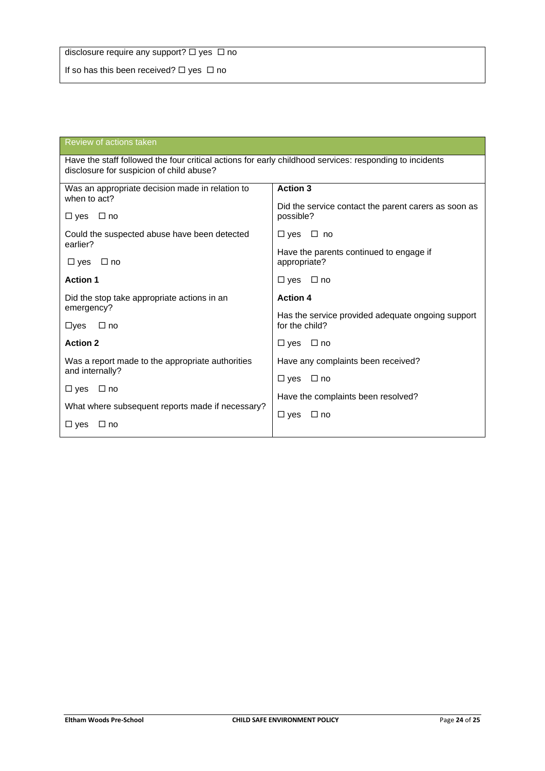| |
|---|
| disclosure require any support? ☐ yes ☐ no<br><br>If so has this been received? ☐ yes ☐ no |

| Review of actions taken | |
|---|---|
| Have the staff followed the four critical actions for early childhood services: responding to incidents disclosure for suspicion of child abuse? | |
| Was an appropriate decision made in relation to when to act?<br><br>☐ yes ☐ no<br><br>Could the suspected abuse have been detected earlier?<br><br>☐ yes ☐ no<br><br>**Action 1**<br><br>Did the stop take appropriate actions in an emergency?<br><br>☐yes ☐ no<br><br>**Action 2**<br><br>Was a report made to the appropriate authorities and internally?<br><br>☐ yes ☐ no<br><br>What where subsequent reports made if necessary?<br><br>☐ yes ☐ no | **Action 3**<br><br>Did the service contact the parent carers as soon as possible?<br><br>☐ yes ☐ no<br><br>Have the parents continued to engage if appropriate?<br><br>☐ yes ☐ no<br><br>**Action 4**<br><br>Has the service provided adequate ongoing support for the child?<br><br>☐ yes ☐ no<br><br>Have any complaints been received?<br><br>☐ yes ☐ no<br><br>Have the complaints been resolved?<br><br>☐ yes ☐ no |